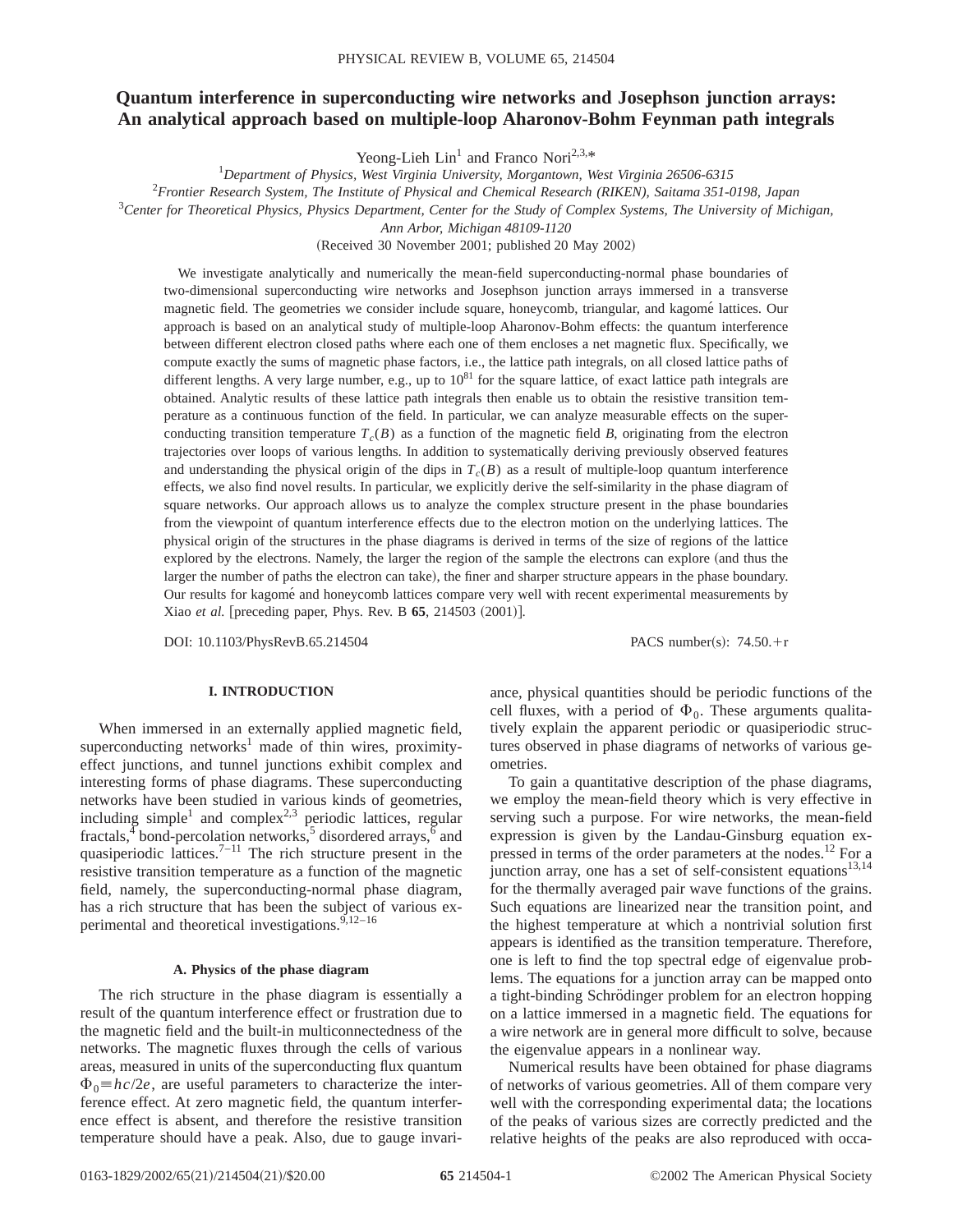# Quantum interference in superconducting wire networks and Josephson junction arrays: An analytical approach based on multiple-loop Aharonov-Bohm Feynman path integrals

Yeong-Lieh Lin[1] and Franco Nori[2,3,*]

[1]*Department of Physics, West Virginia University, Morgantown, West Virginia 26506-6315*

[2]*Frontier Research System, The Institute of Physical and Chemical Research (RIKEN), Saitama 351-0198, Japan*

[3]*Center for Theoretical Physics, Physics Department, Center for the Study of Complex Systems, The University of Michigan, Ann Arbor, Michigan 48109-1120*

(Received 30 November 2001; published 20 May 2002)

We investigate analytically and numerically the mean-field superconducting-normal phase boundaries of two-dimensional superconducting wire networks and Josephson junction arrays immersed in a transverse magnetic field. The geometries we consider include square, honeycomb, triangular, and kagomé lattices. Our approach is based on an analytical study of multiple-loop Aharonov-Bohm effects: the quantum interference between different electron closed paths where each one of them encloses a net magnetic flux. Specifically, we compute exactly the sums of magnetic phase factors, i.e., the lattice path integrals, on all closed lattice paths of different lengths. A very large number, e.g., up to $10^{81}$ for the square lattice, of exact lattice path integrals are obtained. Analytic results of these lattice path integrals then enable us to obtain the resistive transition temperature as a continuous function of the field. In particular, we can analyze measurable effects on the superconducting transition temperature $T_c(B)$ as a function of the magnetic field $B$, originating from the electron trajectories over loops of various lengths. In addition to systematically deriving previously observed features and understanding the physical origin of the dips in $T_c(B)$ as a result of multiple-loop quantum interference effects, we also find novel results. In particular, we explicitly derive the self-similarity in the phase diagram of square networks. Our approach allows us to analyze the complex structure present in the phase boundaries from the viewpoint of quantum interference effects due to the electron motion on the underlying lattices. The physical origin of the structures in the phase diagrams is derived in terms of the size of regions of the lattice explored by the electrons. Namely, the larger the region of the sample the electrons can explore (and thus the larger the number of paths the electron can take), the finer and sharper structure appears in the phase boundary. Our results for kagomé and honeycomb lattices compare very well with recent experimental measurements by Xiao *et al.* [preceding paper, Phys. Rev. B **65**, 214503 (2001)].

DOI: 10.1103/PhysRevB.65.214504 PACS number(s): 74.50.+r

## I. INTRODUCTION

When immersed in an externally applied magnetic field, superconducting networks[1] made of thin wires, proximity-effect junctions, and tunnel junctions exhibit complex and interesting forms of phase diagrams. These superconducting networks have been studied in various kinds of geometries, including simple[1] and complex[2,3] periodic lattices, regular fractals,[4] bond-percolation networks,[5] disordered arrays,[6] and quasiperiodic lattices.[7–11] The rich structure present in the resistive transition temperature as a function of the magnetic field, namely, the superconducting-normal phase diagram, has a rich structure that has been the subject of various experimental and theoretical investigations.[9,12–16]

### A. Physics of the phase diagram

The rich structure in the phase diagram is essentially a result of the quantum interference effect or frustration due to the magnetic field and the built-in multiconnectedness of the networks. The magnetic fluxes through the cells of various areas, measured in units of the superconducting flux quantum $\Phi_0 \equiv hc/2e$, are useful parameters to characterize the interference effect. At zero magnetic field, the quantum interference effect is absent, and therefore the resistive transition temperature should have a peak. Also, due to gauge invariance, physical quantities should be periodic functions of the cell fluxes, with a period of $\Phi_0$. These arguments qualitatively explain the apparent periodic or quasiperiodic structures observed in phase diagrams of networks of various geometries.

To gain a quantitative description of the phase diagrams, we employ the mean-field theory which is very effective in serving such a purpose. For wire networks, the mean-field expression is given by the Landau-Ginsburg equation expressed in terms of the order parameters at the nodes.[12] For a junction array, one has a set of self-consistent equations[13,14] for the thermally averaged pair wave functions of the grains. Such equations are linearized near the transition point, and the highest temperature at which a nontrivial solution first appears is identified as the transition temperature. Therefore, one is left to find the top spectral edge of eigenvalue problems. The equations for a junction array can be mapped onto a tight-binding Schrödinger problem for an electron hopping on a lattice immersed in a magnetic field. The equations for a wire network are in general more difficult to solve, because the eigenvalue appears in a nonlinear way.

Numerical results have been obtained for phase diagrams of networks of various geometries. All of them compare very well with the corresponding experimental data; the locations of the peaks of various sizes are correctly predicted and the relative heights of the peaks are also reproduced with occa-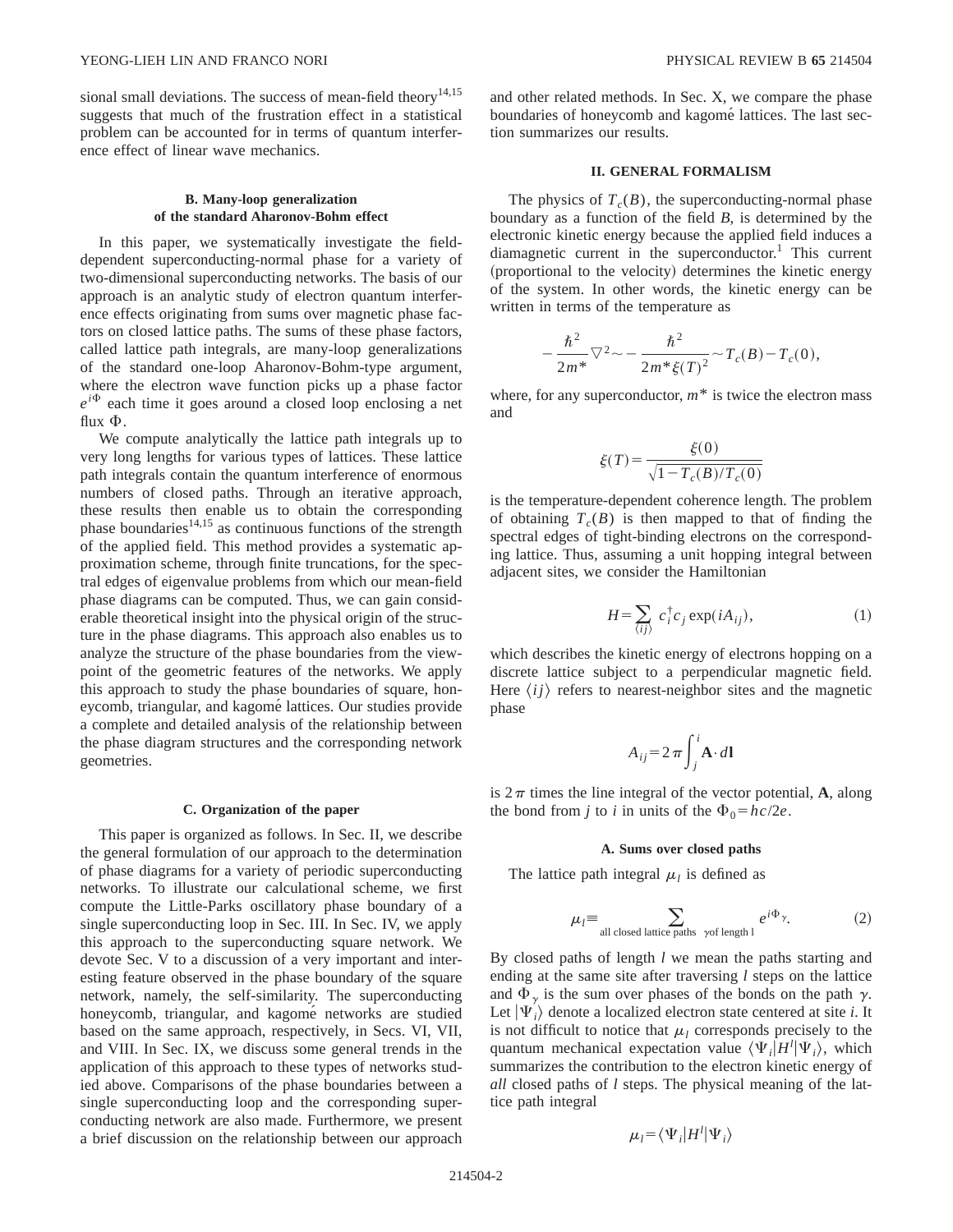sional small deviations. The success of mean-field theory[14,15] suggests that much of the frustration effect in a statistical problem can be accounted for in terms of quantum interference effect of linear wave mechanics.

### B. Many-loop generalization of the standard Aharonov-Bohm effect

In this paper, we systematically investigate the field-dependent superconducting-normal phase for a variety of two-dimensional superconducting networks. The basis of our approach is an analytic study of electron quantum interference effects originating from sums over magnetic phase factors on closed lattice paths. The sums of these phase factors, called lattice path integrals, are many-loop generalizations of the standard one-loop Aharonov-Bohm-type argument, where the electron wave function picks up a phase factor $e^{i\Phi}$ each time it goes around a closed loop enclosing a net flux $\Phi$.

We compute analytically the lattice path integrals up to very long lengths for various types of lattices. These lattice path integrals contain the quantum interference of enormous numbers of closed paths. Through an iterative approach, these results then enable us to obtain the corresponding phase boundaries[14,15] as continuous functions of the strength of the applied field. This method provides a systematic approximation scheme, through finite truncations, for the spectral edges of eigenvalue problems from which our mean-field phase diagrams can be computed. Thus, we can gain considerable theoretical insight into the physical origin of the structure in the phase diagrams. This approach also enables us to analyze the structure of the phase boundaries from the viewpoint of the geometric features of the networks. We apply this approach to study the phase boundaries of square, honeycomb, triangular, and kagomé lattices. Our studies provide a complete and detailed analysis of the relationship between the phase diagram structures and the corresponding network geometries.

### C. Organization of the paper

This paper is organized as follows. In Sec. II, we describe the general formulation of our approach to the determination of phase diagrams for a variety of periodic superconducting networks. To illustrate our calculational scheme, we first compute the Little-Parks oscillatory phase boundary of a single superconducting loop in Sec. III. In Sec. IV, we apply this approach to the superconducting square network. We devote Sec. V to a discussion of a very important and interesting feature observed in the phase boundary of the square network, namely, the self-similarity. The superconducting honeycomb, triangular, and kagomé networks are studied based on the same approach, respectively, in Secs. VI, VII, and VIII. In Sec. IX, we discuss some general trends in the application of this approach to these types of networks studied above. Comparisons of the phase boundaries between a single superconducting loop and the corresponding superconducting network are also made. Furthermore, we present a brief discussion on the relationship between our approach and other related methods. In Sec. X, we compare the phase boundaries of honeycomb and kagomé lattices. The last section summarizes our results.

## II. GENERAL FORMALISM

The physics of $T_c(B)$, the superconducting-normal phase boundary as a function of the field $B$, is determined by the electronic kinetic energy because the applied field induces a diamagnetic current in the superconductor.[1] This current (proportional to the velocity) determines the kinetic energy of the system. In other words, the kinetic energy can be written in terms of the temperature as

$$-\frac{\hbar^2}{2m^*}\nabla^2 \sim -\frac{\hbar^2}{2m^*\xi(T)^2} \sim T_c(B) - T_c(0),$$

where, for any superconductor, $m^*$ is twice the electron mass and

$$\xi(T) = \frac{\xi(0)}{\sqrt{1 - T_c(B)/T_c(0)}}$$

is the temperature-dependent coherence length. The problem of obtaining $T_c(B)$ is then mapped to that of finding the spectral edges of tight-binding electrons on the corresponding lattice. Thus, assuming a unit hopping integral between adjacent sites, we consider the Hamiltonian

$$H = \sum_{\langle ij \rangle} c_i^\dagger c_j \exp(iA_{ij}), \tag{1}$$

which describes the kinetic energy of electrons hopping on a discrete lattice subject to a perpendicular magnetic field. Here $\langle ij \rangle$ refers to nearest-neighbor sites and the magnetic phase

$$A_{ij} = 2\pi \int_j^i \mathbf{A} \cdot d\mathbf{l}$$

is $2\pi$ times the line integral of the vector potential, $\mathbf{A}$, along the bond from $j$ to $i$ in units of the $\Phi_0 = hc/2e$.

### A. Sums over closed paths

The lattice path integral $\mu_l$ is defined as

$$\mu_l \equiv \sum_{\text{all closed lattice paths} \quad \gamma \text{of length } l} e^{i\Phi_\gamma}. \tag{2}$$

By closed paths of length $l$ we mean the paths starting and ending at the same site after traversing $l$ steps on the lattice and $\Phi_\gamma$ is the sum over phases of the bonds on the path $\gamma$. Let $|\Psi_i\rangle$ denote a localized electron state centered at site $i$. It is not difficult to notice that $\mu_l$ corresponds precisely to the quantum mechanical expectation value $\langle \Psi_i | H^l | \Psi_i \rangle$, which summarizes the contribution to the electron kinetic energy of *all* closed paths of $l$ steps. The physical meaning of the lattice path integral

$$\mu_l = \langle \Psi_i | H^l | \Psi_i \rangle$$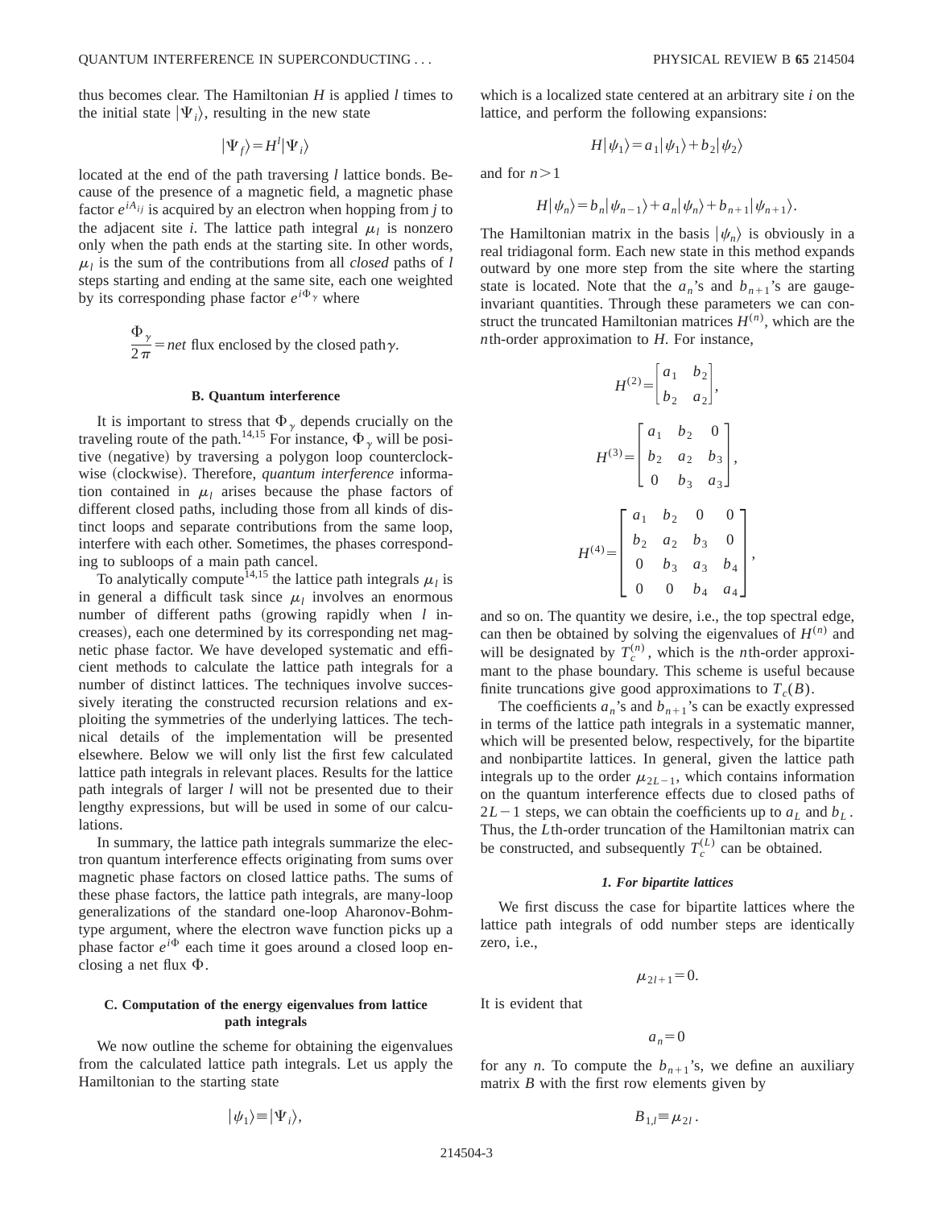thus becomes clear. The Hamiltonian $H$ is applied $l$ times to the initial state $|\Psi_i\rangle$, resulting in the new state

$$|\Psi_f\rangle = H^l |\Psi_i\rangle$$

located at the end of the path traversing $l$ lattice bonds. Because of the presence of a magnetic field, a magnetic phase factor $e^{iA_{ij}}$ is acquired by an electron when hopping from $j$ to the adjacent site $i$. The lattice path integral $\mu_l$ is nonzero only when the path ends at the starting site. In other words, $\mu_l$ is the sum of the contributions from all *closed* paths of $l$ steps starting and ending at the same site, each one weighted by its corresponding phase factor $e^{i\Phi_\gamma}$ where

$$\frac{\Phi_\gamma}{2\pi} = \textit{net} \text{ flux enclosed by the closed path} \gamma.$$

### B. Quantum interference

It is important to stress that $\Phi_\gamma$ depends crucially on the traveling route of the path.[14,15] For instance, $\Phi_\gamma$ will be positive (negative) by traversing a polygon loop counterclockwise (clockwise). Therefore, *quantum interference* information contained in $\mu_l$ arises because the phase factors of different closed paths, including those from all kinds of distinct loops and separate contributions from the same loop, interfere with each other. Sometimes, the phases corresponding to subloops of a main path cancel.

To analytically compute[14,15] the lattice path integrals $\mu_l$ is in general a difficult task since $\mu_l$ involves an enormous number of different paths (growing rapidly when $l$ increases), each one determined by its corresponding net magnetic phase factor. We have developed systematic and efficient methods to calculate the lattice path integrals for a number of distinct lattices. The techniques involve successively iterating the constructed recursion relations and exploiting the symmetries of the underlying lattices. The technical details of the implementation will be presented elsewhere. Below we will only list the first few calculated lattice path integrals in relevant places. Results for the lattice path integrals of larger $l$ will not be presented due to their lengthy expressions, but will be used in some of our calculations.

In summary, the lattice path integrals summarize the electron quantum interference effects originating from sums over magnetic phase factors on closed lattice paths. The sums of these phase factors, the lattice path integrals, are many-loop generalizations of the standard one-loop Aharonov-Bohm-type argument, where the electron wave function picks up a phase factor $e^{i\Phi}$ each time it goes around a closed loop enclosing a net flux $\Phi$.

### C. Computation of the energy eigenvalues from lattice path integrals

We now outline the scheme for obtaining the eigenvalues from the calculated lattice path integrals. Let us apply the Hamiltonian to the starting state

$$|\psi_1\rangle \equiv |\Psi_i\rangle,$$

which is a localized state centered at an arbitrary site $i$ on the lattice, and perform the following expansions:

$$H|\psi_1\rangle = a_1|\psi_1\rangle + b_2|\psi_2\rangle$$

and for $n>1$

$$H|\psi_n\rangle = b_n|\psi_{n-1}\rangle + a_n|\psi_n\rangle + b_{n+1}|\psi_{n+1}\rangle.$$

The Hamiltonian matrix in the basis $|\psi_n\rangle$ is obviously in a real tridiagonal form. Each new state in this method expands outward by one more step from the site where the starting state is located. Note that the $a_n$'s and $b_{n+1}$'s are gauge-invariant quantities. Through these parameters we can construct the truncated Hamiltonian matrices $H^{(n)}$, which are the $n$th-order approximation to $H$. For instance,

$$H^{(2)} = \begin{bmatrix} a_1 & b_2 \\ b_2 & a_2 \end{bmatrix},$$

$$H^{(3)} = \begin{bmatrix} a_1 & b_2 & 0 \\ b_2 & a_2 & b_3 \\ 0 & b_3 & a_3 \end{bmatrix},$$

$$H^{(4)} = \begin{bmatrix} a_1 & b_2 & 0 & 0 \\ b_2 & a_2 & b_3 & 0 \\ 0 & b_3 & a_3 & b_4 \\ 0 & 0 & b_4 & a_4 \end{bmatrix},$$

and so on. The quantity we desire, i.e., the top spectral edge, can then be obtained by solving the eigenvalues of $H^{(n)}$ and will be designated by $T_c^{(n)}$, which is the $n$th-order approximant to the phase boundary. This scheme is useful because finite truncations give good approximations to $T_c(B)$.

The coefficients $a_n$'s and $b_{n+1}$'s can be exactly expressed in terms of the lattice path integrals in a systematic manner, which will be presented below, respectively, for the bipartite and nonbipartite lattices. In general, given the lattice path integrals up to the order $\mu_{2L-1}$, which contains information on the quantum interference effects due to closed paths of $2L-1$ steps, we can obtain the coefficients up to $a_L$ and $b_L$. Thus, the $L$th-order truncation of the Hamiltonian matrix can be constructed, and subsequently $T_c^{(L)}$ can be obtained.

#### *1. For bipartite lattices*

We first discuss the case for bipartite lattices where the lattice path integrals of odd number steps are identically zero, i.e.,

$$\mu_{2l+1} = 0.$$

It is evident that

$$a_n = 0$$

for any $n$. To compute the $b_{n+1}$'s, we define an auxiliary matrix $B$ with the first row elements given by

$$B_{1,l} \equiv \mu_{2l}.$$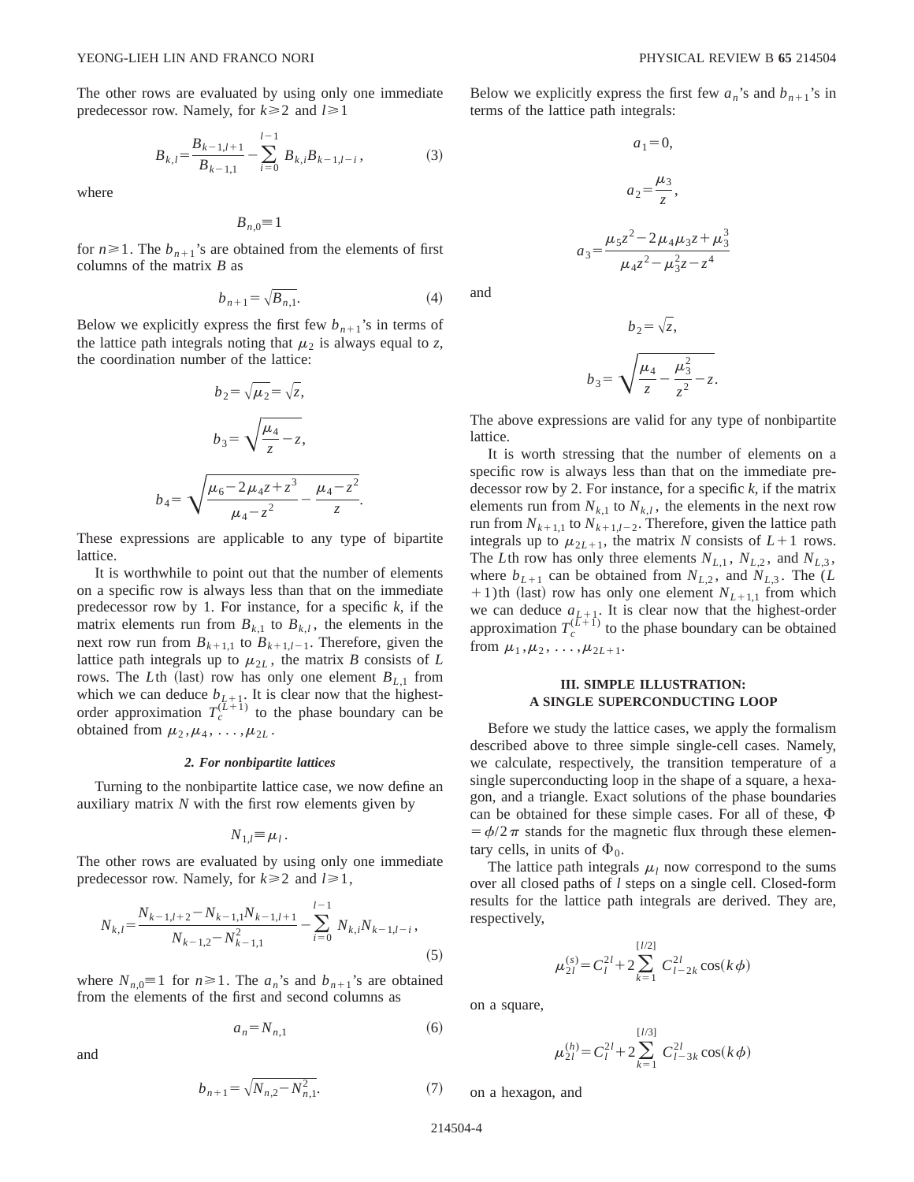The other rows are evaluated by using only one immediate predecessor row. Namely, for $k \geqslant 2$ and $l \geqslant 1$

$$B_{k,l} = \frac{B_{k-1,l+1}}{B_{k-1,1}} - \sum_{i=0}^{l-1} B_{k,i} B_{k-1,l-i}, \tag{3}$$

where

$$B_{n,0} \equiv 1$$

for $n \geqslant 1$. The $b_{n+1}$'s are obtained from the elements of first columns of the matrix $B$ as

$$b_{n+1} = \sqrt{B_{n,1}}. \tag{4}$$

Below we explicitly express the first few $b_{n+1}$'s in terms of the lattice path integrals noting that $\mu_2$ is always equal to $z$, the coordination number of the lattice:

$$b_2 = \sqrt{\mu_2} = \sqrt{z},$$

$$b_3 = \sqrt{\frac{\mu_4}{z} - z},$$

$$b_4 = \sqrt{\frac{\mu_6 - 2\mu_4 z + z^3}{\mu_4 - z^2} - \frac{\mu_4 - z^2}{z}}.$$

These expressions are applicable to any type of bipartite lattice.

It is worthwhile to point out that the number of elements on a specific row is always less than that on the immediate predecessor row by 1. For instance, for a specific $k$, if the matrix elements run from $B_{k,1}$ to $B_{k,l}$, the elements in the next row run from $B_{k+1,1}$ to $B_{k+1,l-1}$. Therefore, given the lattice path integrals up to $\mu_{2L}$, the matrix $B$ consists of $L$ rows. The $L$th (last) row has only one element $B_{L,1}$ from which we can deduce $b_{L+1}$. It is clear now that the highest-order approximation $T_c^{(L+1)}$ to the phase boundary can be obtained from $\mu_2, \mu_4, \ldots, \mu_{2L}$.

#### 2. For nonbipartite lattices

Turning to the nonbipartite lattice case, we now define an auxiliary matrix $N$ with the first row elements given by

$$N_{1,l} \equiv \mu_l.$$

The other rows are evaluated by using only one immediate predecessor row. Namely, for $k \geqslant 2$ and $l \geqslant 1$,

$$N_{k,l} = \frac{N_{k-1,l+2} - N_{k-1,1} N_{k-1,l+1}}{N_{k-1,2} - N_{k-1,1}^2} - \sum_{i=0}^{l-1} N_{k,i} N_{k-1,l-i}, \tag{5}$$

where $N_{n,0} \equiv 1$ for $n \geqslant 1$. The $a_n$'s and $b_{n+1}$'s are obtained from the elements of the first and second columns as

$$a_n = N_{n,1} \tag{6}$$

and

$$b_{n+1} = \sqrt{N_{n,2} - N_{n,1}^2}. \tag{7}$$

Below we explicitly express the first few $a_n$'s and $b_{n+1}$'s in terms of the lattice path integrals:

$$a_1 = 0,$$

$$a_2 = \frac{\mu_3}{z},$$

$$a_3 = \frac{\mu_5 z^2 - 2\mu_4 \mu_3 z + \mu_3^3}{\mu_4 z^2 - \mu_3^2 z - z^4}$$

and

$$b_2 = \sqrt{z},$$

$$b_3 = \sqrt{\frac{\mu_4}{z} - \frac{\mu_3^2}{z^2} - z}.$$

The above expressions are valid for any type of nonbipartite lattice.

It is worth stressing that the number of elements on a specific row is always less than that on the immediate predecessor row by 2. For instance, for a specific $k$, if the matrix elements run from $N_{k,1}$ to $N_{k,l}$, the elements in the next row run from $N_{k+1,1}$ to $N_{k+1,l-2}$. Therefore, given the lattice path integrals up to $\mu_{2L+1}$, the matrix $N$ consists of $L+1$ rows. The $L$th row has only three elements $N_{L,1}$, $N_{L,2}$, and $N_{L,3}$, where $b_{L+1}$ can be obtained from $N_{L,2}$, and $N_{L,3}$. The $(L+1)$th (last) row has only one element $N_{L+1,1}$ from which we can deduce $a_{L+1}$. It is clear now that the highest-order approximation $T_c^{(L+1)}$ to the phase boundary can be obtained from $\mu_1, \mu_2, \ldots, \mu_{2L+1}$.

## III. SIMPLE ILLUSTRATION: A SINGLE SUPERCONDUCTING LOOP

Before we study the lattice cases, we apply the formalism described above to three simple single-cell cases. Namely, we calculate, respectively, the transition temperature of a single superconducting loop in the shape of a square, a hexagon, and a triangle. Exact solutions of the phase boundaries can be obtained for these simple cases. For all of these, $\Phi = \phi/2\pi$ stands for the magnetic flux through these elementary cells, in units of $\Phi_0$.

The lattice path integrals $\mu_l$ now correspond to the sums over all closed paths of $l$ steps on a single cell. Closed-form results for the lattice path integrals are derived. They are, respectively,

$$\mu_{2l}^{(s)} = C_l^{2l} + 2\sum_{k=1}^{[l/2]} C_{l-2k}^{2l} \cos(k\phi)$$

on a square,

$$\mu_{2l}^{(h)} = C_l^{2l} + 2\sum_{k=1}^{[l/3]} C_{l-3k}^{2l} \cos(k\phi)$$

on a hexagon, and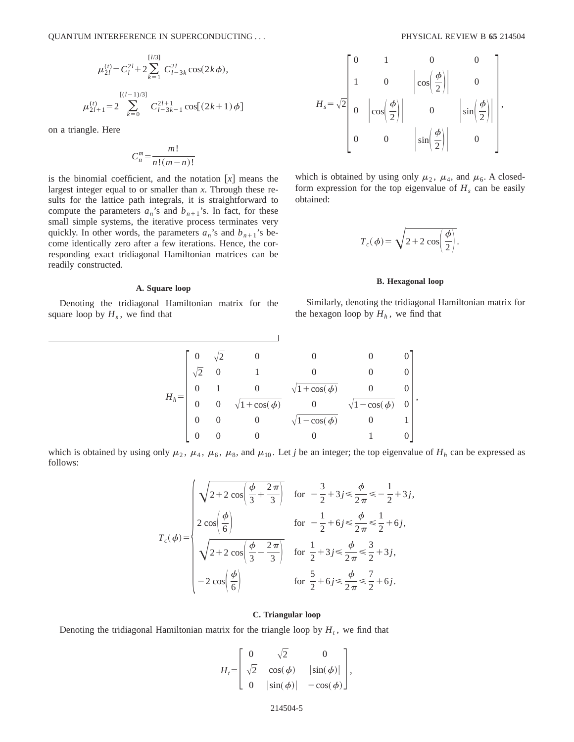$$\mu_{2l}^{(t)} = C_l^{2l} + 2\sum_{k=1}^{[l/3]} C_{l-3k}^{2l}\cos(2k\phi),$$

$$\mu_{2l+1}^{(t)} = 2\sum_{k=0}^{[(l-1)/3]} C_{l-3k-1}^{2l+1}\cos[(2k+1)\phi]$$

on a triangle. Here

$$C_n^m = \frac{m!}{n!(m-n)!}$$

is the binomial coefficient, and the notation $[x]$ means the largest integer equal to or smaller than $x$. Through these results for the lattice path integrals, it is straightforward to compute the parameters $a_n$'s and $b_{n+1}$'s. In fact, for these small simple systems, the iterative process terminates very quickly. In other words, the parameters $a_n$'s and $b_{n+1}$'s become identically zero after a few iterations. Hence, the corresponding exact tridiagonal Hamiltonian matrices can be readily constructed.

### A. Square loop

Denoting the tridiagonal Hamiltonian matrix for the square loop by $H_s$, we find that

$$H_s = \sqrt{2}\begin{bmatrix} 0 & 1 & 0 & 0 \\ 1 & 0 & \left|\cos\left(\frac{\phi}{2}\right)\right| & 0 \\ 0 & \left|\cos\left(\frac{\phi}{2}\right)\right| & 0 & \left|\sin\left(\frac{\phi}{2}\right)\right| \\ 0 & 0 & \left|\sin\left(\frac{\phi}{2}\right)\right| & 0 \end{bmatrix},$$

which is obtained by using only $\mu_2$, $\mu_4$, and $\mu_6$. A closed-form expression for the top eigenvalue of $H_s$ can be easily obtained:

$$T_c(\phi) = \sqrt{2 + 2\cos\left(\frac{\phi}{2}\right)}.$$

### B. Hexagonal loop

Similarly, denoting the tridiagonal Hamiltonian matrix for the hexagon loop by $H_h$, we find that

$$H_h = \begin{bmatrix} 0 & \sqrt{2} & 0 & 0 & 0 & 0 \\ \sqrt{2} & 0 & 1 & 0 & 0 & 0 \\ 0 & 1 & 0 & \sqrt{1+\cos(\phi)} & 0 & 0 \\ 0 & 0 & \sqrt{1+\cos(\phi)} & 0 & \sqrt{1-\cos(\phi)} & 0 \\ 0 & 0 & 0 & \sqrt{1-\cos(\phi)} & 0 & 1 \\ 0 & 0 & 0 & 0 & 1 & 0 \end{bmatrix},$$

which is obtained by using only $\mu_2$, $\mu_4$, $\mu_6$, $\mu_8$, and $\mu_{10}$. Let $j$ be an integer; the top eigenvalue of $H_h$ can be expressed as follows:

$$T_c(\phi) = \begin{cases} \sqrt{2 + 2\cos\left(\frac{\phi}{3} + \frac{2\pi}{3}\right)} & \text{for } -\frac{3}{2} + 3j \leq \frac{\phi}{2\pi} \leq -\frac{1}{2} + 3j, \\ 2\cos\left(\frac{\phi}{6}\right) & \text{for } -\frac{1}{2} + 6j \leq \frac{\phi}{2\pi} \leq \frac{1}{2} + 6j, \\ \sqrt{2 + 2\cos\left(\frac{\phi}{3} - \frac{2\pi}{3}\right)} & \text{for } \frac{1}{2} + 3j \leq \frac{\phi}{2\pi} \leq \frac{3}{2} + 3j, \\ -2\cos\left(\frac{\phi}{6}\right) & \text{for } \frac{5}{2} + 6j \leq \frac{\phi}{2\pi} \leq \frac{7}{2} + 6j. \end{cases}$$

### C. Triangular loop

Denoting the tridiagonal Hamiltonian matrix for the triangle loop by $H_t$, we find that

$$H_t = \begin{bmatrix} 0 & \sqrt{2} & 0 \\ \sqrt{2} & \cos(\phi) & |\sin(\phi)| \\ 0 & |\sin(\phi)| & -\cos(\phi) \end{bmatrix},$$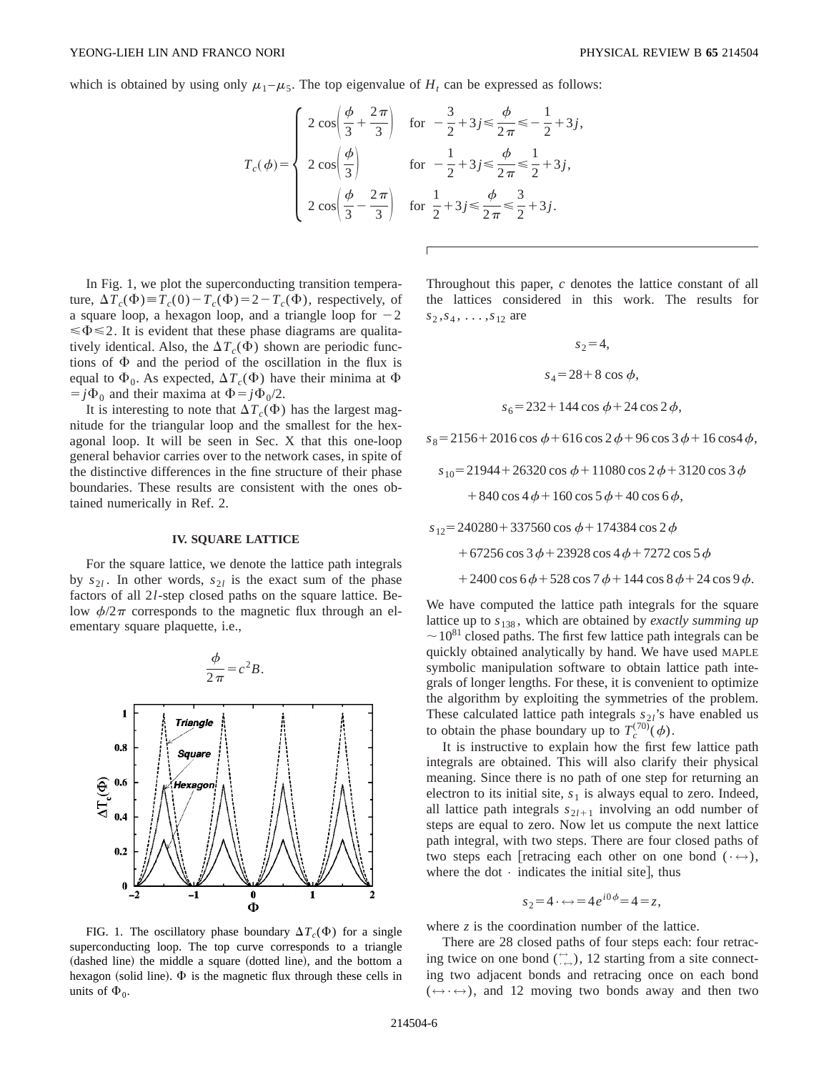which is obtained by using only $\mu_1$–$\mu_5$. The top eigenvalue of $H_t$ can be expressed as follows:

$$
T_c(\phi) = \begin{cases} 2\cos\left(\dfrac{\phi}{3}+\dfrac{2\pi}{3}\right) & \text{for } -\dfrac{3}{2}+3j \leqslant \dfrac{\phi}{2\pi} \leqslant -\dfrac{1}{2}+3j, \\[2ex] 2\cos\left(\dfrac{\phi}{3}\right) & \text{for } -\dfrac{1}{2}+3j \leqslant \dfrac{\phi}{2\pi} \leqslant \dfrac{1}{2}+3j, \\[2ex] 2\cos\left(\dfrac{\phi}{3}-\dfrac{2\pi}{3}\right) & \text{for } \dfrac{1}{2}+3j \leqslant \dfrac{\phi}{2\pi} \leqslant \dfrac{3}{2}+3j. \end{cases}
$$

In Fig. 1, we plot the superconducting transition temperature, $\Delta T_c(\Phi) \equiv T_c(0) - T_c(\Phi) = 2 - T_c(\Phi)$, respectively, of a square loop, a hexagon loop, and a triangle loop for $-2 \leqslant \Phi \leqslant 2$. It is evident that these phase diagrams are qualitatively identical. Also, the $\Delta T_c(\Phi)$ shown are periodic functions of $\Phi$ and the period of the oscillation in the flux is equal to $\Phi_0$. As expected, $\Delta T_c(\Phi)$ have their minima at $\Phi = j\Phi_0$ and their maxima at $\Phi = j\Phi_0/2$.

It is interesting to note that $\Delta T_c(\Phi)$ has the largest magnitude for the triangular loop and the smallest for the hexagonal loop. It will be seen in Sec. X that this one-loop general behavior carries over to the network cases, in spite of the distinctive differences in the fine structure of their phase boundaries. These results are consistent with the ones obtained numerically in Ref. 2.

## IV. SQUARE LATTICE

For the square lattice, we denote the lattice path integrals by $s_{2l}$. In other words, $s_{2l}$ is the exact sum of the phase factors of all $2l$-step closed paths on the square lattice. Below $\phi/2\pi$ corresponds to the magnetic flux through an elementary square plaquette, i.e.,

$$
\frac{\phi}{2\pi} = c^2 B.
$$

FIG. 1. The oscillatory phase boundary $\Delta T_c(\Phi)$ for a single superconducting loop. The top curve corresponds to a triangle (dashed line) the middle a square (dotted line), and the bottom a hexagon (solid line). $\Phi$ is the magnetic flux through these cells in units of $\Phi_0$.

Throughout this paper, $c$ denotes the lattice constant of all the lattices considered in this work. The results for $s_2, s_4, \ldots, s_{12}$ are

$$
s_2 = 4,
$$

$$
s_4 = 28 + 8\cos\phi,
$$

$$
s_6 = 232 + 144\cos\phi + 24\cos 2\phi,
$$

$$
s_8 = 2156 + 2016\cos\phi + 616\cos 2\phi + 96\cos 3\phi + 16\cos 4\phi,
$$

$$
s_{10} = 21944 + 26320\cos\phi + 11080\cos 2\phi + 3120\cos 3\phi + 840\cos 4\phi + 160\cos 5\phi + 40\cos 6\phi,
$$

$$
s_{12} = 240280 + 337560\cos\phi + 174384\cos 2\phi + 67256\cos 3\phi + 23928\cos 4\phi + 7272\cos 5\phi + 2400\cos 6\phi + 528\cos 7\phi + 144\cos 8\phi + 24\cos 9\phi.
$$

We have computed the lattice path integrals for the square lattice up to $s_{138}$, which are obtained by *exactly summing up* $\sim 10^{81}$ closed paths. The first few lattice path integrals can be quickly obtained analytically by hand. We have used MAPLE symbolic manipulation software to obtain lattice path integrals of longer lengths. For these, it is convenient to optimize the algorithm by exploiting the symmetries of the problem. These calculated lattice path integrals $s_{2l}$'s have enabled us to obtain the phase boundary up to $T_c^{(70)}(\phi)$.

It is instructive to explain how the first few lattice path integrals are obtained. This will also clarify their physical meaning. Since there is no path of one step for returning an electron to its initial site, $s_1$ is always equal to zero. Indeed, all lattice path integrals $s_{2l+1}$ involving an odd number of steps are equal to zero. Now let us compute the next lattice path integral, with two steps. There are four closed paths of two steps each [retracing each other on one bond $(\cdot\leftrightarrow)$, where the dot $\cdot$ indicates the initial site], thus

$$
s_2 = 4\cdot\leftrightarrow = 4e^{i0\phi} = 4 = z,
$$

where $z$ is the coordination number of the lattice.

There are 28 closed paths of four steps each: four retracing twice on one bond $(\overset{\leftrightarrow}{\cdot\leftrightarrow})$, 12 starting from a site connecting two adjacent bonds and retracing once on each bond $(\leftrightarrow\cdot\leftrightarrow)$, and 12 moving two bonds away and then two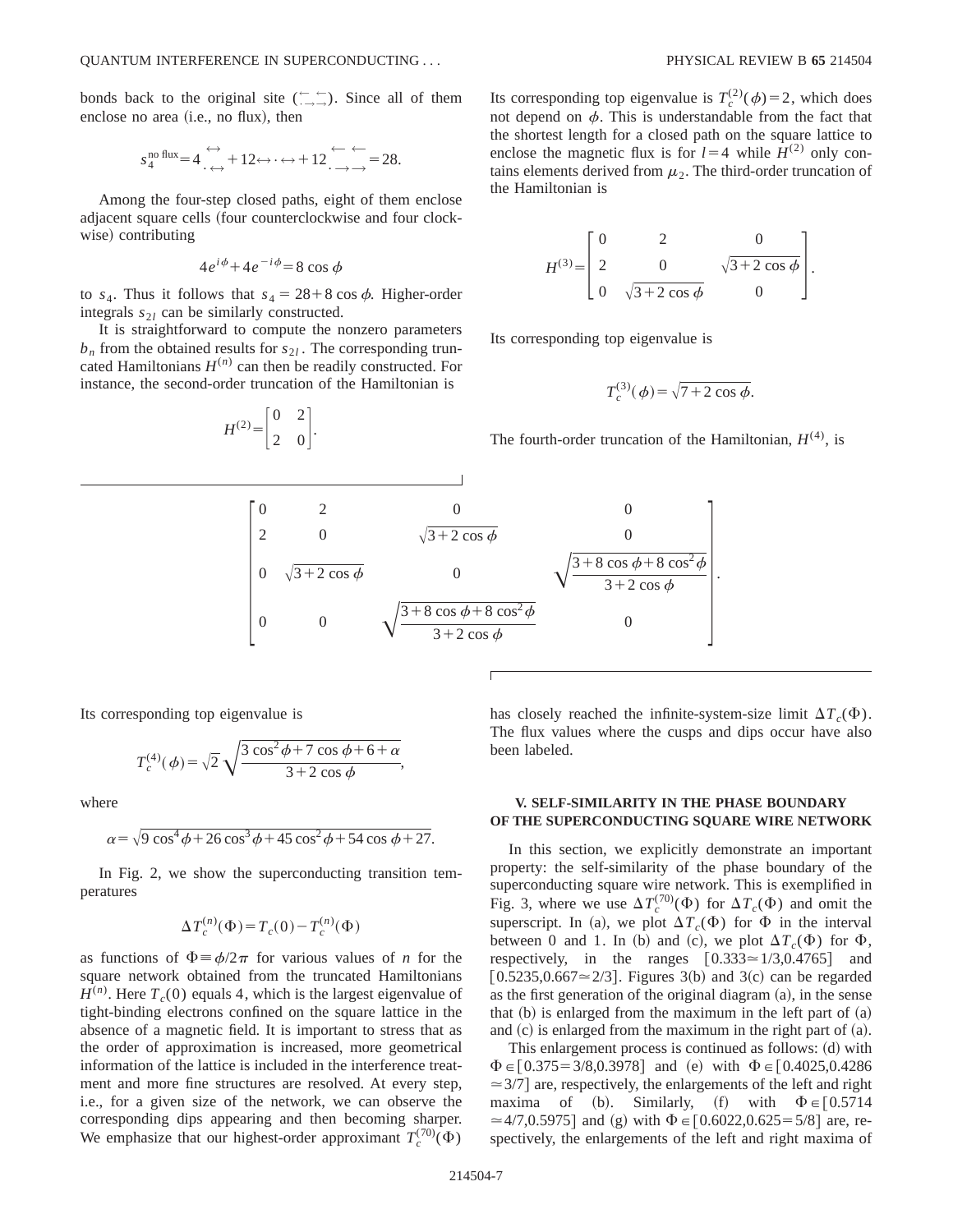bonds back to the original site ($\overset{\leftarrow}{\cdot}\!\!\underset{\rightarrow}{}$, $\overset{\leftarrow}{\underset{\rightarrow}{}}$). Since all of them enclose no area (i.e., no flux), then

$$s_4^{\text{no flux}} = 4\,\overset{\leftrightarrow}{\underset{\leftrightarrow}{\cdot}} + 12 \leftrightarrow \cdot \leftrightarrow + 12\,\overset{\leftarrow\ \leftarrow}{\underset{\rightarrow\ \rightarrow}{\cdot}} = 28.$$

Among the four-step closed paths, eight of them enclose adjacent square cells (four counterclockwise and four clockwise) contributing

$$4e^{i\phi} + 4e^{-i\phi} = 8\cos\phi$$

to $s_4$. Thus it follows that $s_4 = 28 + 8\cos\phi$. Higher-order integrals $s_{2l}$ can be similarly constructed.

It is straightforward to compute the nonzero parameters $b_n$ from the obtained results for $s_{2l}$. The corresponding truncated Hamiltonians $H^{(n)}$ can then be readily constructed. For instance, the second-order truncation of the Hamiltonian is

$$H^{(2)} = \begin{bmatrix} 0 & 2 \\ 2 & 0 \end{bmatrix}.$$

Its corresponding top eigenvalue is $T_c^{(2)}(\phi) = 2$, which does not depend on $\phi$. This is understandable from the fact that the shortest length for a closed path on the square lattice to enclose the magnetic flux is for $l=4$ while $H^{(2)}$ only contains elements derived from $\mu_2$. The third-order truncation of the Hamiltonian is

$$H^{(3)} = \begin{bmatrix} 0 & 2 & 0 \\ 2 & 0 & \sqrt{3+2\cos\phi} \\ 0 & \sqrt{3+2\cos\phi} & 0 \end{bmatrix}.$$

Its corresponding top eigenvalue is

$$T_c^{(3)}(\phi) = \sqrt{7 + 2\cos\phi}.$$

The fourth-order truncation of the Hamiltonian, $H^{(4)}$, is

$$\begin{bmatrix} 0 & 2 & 0 & 0 \\ 2 & 0 & \sqrt{3+2\cos\phi} & 0 \\ 0 & \sqrt{3+2\cos\phi} & 0 & \sqrt{\dfrac{3+8\cos\phi+8\cos^2\phi}{3+2\cos\phi}} \\ 0 & 0 & \sqrt{\dfrac{3+8\cos\phi+8\cos^2\phi}{3+2\cos\phi}} & 0 \end{bmatrix}.$$

Its corresponding top eigenvalue is

$$T_c^{(4)}(\phi) = \sqrt{2}\sqrt{\frac{3\cos^2\phi + 7\cos\phi + 6 + \alpha}{3 + 2\cos\phi}},$$

where

$$\alpha = \sqrt{9\cos^4\phi + 26\cos^3\phi + 45\cos^2\phi + 54\cos\phi + 27}.$$

In Fig. 2, we show the superconducting transition temperatures

$$\Delta T_c^{(n)}(\Phi) = T_c(0) - T_c^{(n)}(\Phi)$$

as functions of $\Phi \equiv \phi/2\pi$ for various values of $n$ for the square network obtained from the truncated Hamiltonians $H^{(n)}$. Here $T_c(0)$ equals 4, which is the largest eigenvalue of tight-binding electrons confined on the square lattice in the absence of a magnetic field. It is important to stress that as the order of approximation is increased, more geometrical information of the lattice is included in the interference treatment and more fine structures are resolved. At every step, i.e., for a given size of the network, we can observe the corresponding dips appearing and then becoming sharper. We emphasize that our highest-order approximant $T_c^{(70)}(\Phi)$ has closely reached the infinite-system-size limit $\Delta T_c(\Phi)$. The flux values where the cusps and dips occur have also been labeled.

## V. SELF-SIMILARITY IN THE PHASE BOUNDARY OF THE SUPERCONDUCTING SQUARE WIRE NETWORK

In this section, we explicitly demonstrate an important property: the self-similarity of the phase boundary of the superconducting square wire network. This is exemplified in Fig. 3, where we use $\Delta T_c^{(70)}(\Phi)$ for $\Delta T_c(\Phi)$ and omit the superscript. In (a), we plot $\Delta T_c(\Phi)$ for $\Phi$ in the interval between 0 and 1. In (b) and (c), we plot $\Delta T_c(\Phi)$ for $\Phi$, respectively, in the ranges $[0.333 \simeq 1/3, 0.4765]$ and $[0.5235, 0.667 \simeq 2/3]$. Figures 3(b) and 3(c) can be regarded as the first generation of the original diagram (a), in the sense that (b) is enlarged from the maximum in the left part of (a) and (c) is enlarged from the maximum in the right part of (a).

This enlargement process is continued as follows: (d) with $\Phi \in [0.375 = 3/8, 0.3978]$ and (e) with $\Phi \in [0.4025, 0.4286 \simeq 3/7]$ are, respectively, the enlargements of the left and right maxima of (b). Similarly, (f) with $\Phi \in [0.5714 \simeq 4/7, 0.5975]$ and (g) with $\Phi \in [0.6022, 0.625 = 5/8]$ are, respectively, the enlargements of the left and right maxima of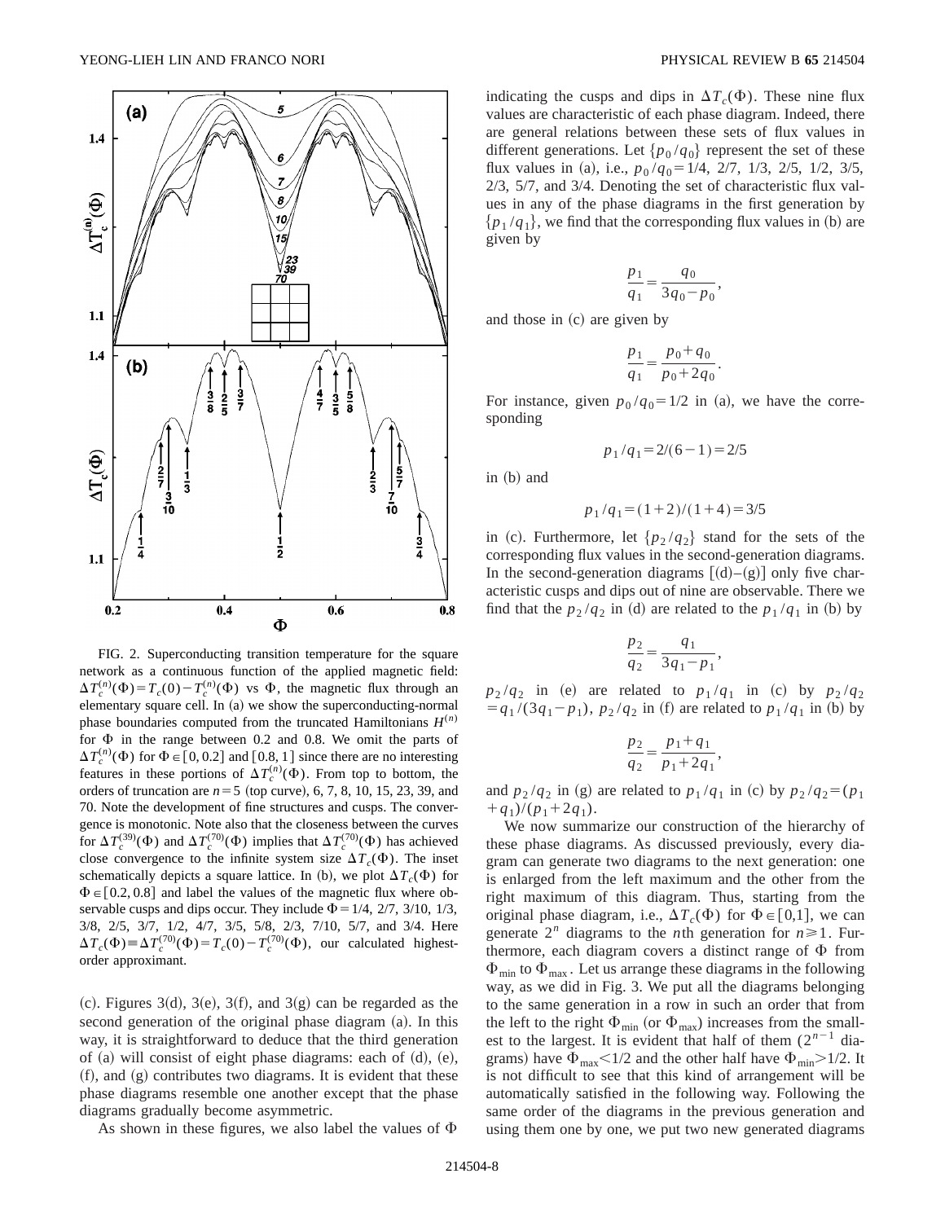FIG. 2. Superconducting transition temperature for the square network as a continuous function of the applied magnetic field: $\Delta T_c^{(n)}(\Phi) = T_c(0) - T_c^{(n)}(\Phi)$ vs $\Phi$, the magnetic flux through an elementary square cell. In (a) we show the superconducting-normal phase boundaries computed from the truncated Hamiltonians $H^{(n)}$ for $\Phi$ in the range between 0.2 and 0.8. We omit the parts of $\Delta T_c^{(n)}(\Phi)$ for $\Phi \in [0, 0.2]$ and $[0.8, 1]$ since there are no interesting features in these portions of $\Delta T_c^{(n)}(\Phi)$. From top to bottom, the orders of truncation are $n=5$ (top curve), 6, 7, 8, 10, 15, 23, 39, and 70. Note the development of fine structures and cusps. The convergence is monotonic. Note also that the closeness between the curves for $\Delta T_c^{(39)}(\Phi)$ and $\Delta T_c^{(70)}(\Phi)$ implies that $\Delta T_c^{(70)}(\Phi)$ has achieved close convergence to the infinite system size $\Delta T_c(\Phi)$. The inset schematically depicts a square lattice. In (b), we plot $\Delta T_c(\Phi)$ for $\Phi \in [0.2, 0.8]$ and label the values of the magnetic flux where observable cusps and dips occur. They include $\Phi = 1/4$, 2/7, 3/10, 1/3, 3/8, 2/5, 3/7, 1/2, 4/7, 3/5, 5/8, 2/3, 7/10, 5/7, and 3/4. Here $\Delta T_c(\Phi) \equiv \Delta T_c^{(70)}(\Phi) = T_c(0) - T_c^{(70)}(\Phi)$, our calculated highest-order approximant.

(c). Figures 3(d), 3(e), 3(f), and 3(g) can be regarded as the second generation of the original phase diagram (a). In this way, it is straightforward to deduce that the third generation of (a) will consist of eight phase diagrams: each of (d), (e), (f), and (g) contributes two diagrams. It is evident that these phase diagrams resemble one another except that the phase diagrams gradually become asymmetric.

As shown in these figures, we also label the values of $\Phi$ indicating the cusps and dips in $\Delta T_c(\Phi)$. These nine flux values are characteristic of each phase diagram. Indeed, there are general relations between these sets of flux values in different generations. Let $\{p_0/q_0\}$ represent the set of these flux values in (a), i.e., $p_0/q_0 = 1/4$, 2/7, 1/3, 2/5, 1/2, 3/5, 2/3, 5/7, and 3/4. Denoting the set of characteristic flux values in any of the phase diagrams in the first generation by $\{p_1/q_1\}$, we find that the corresponding flux values in (b) are given by

$$\frac{p_1}{q_1} = \frac{q_0}{3q_0 - p_0},$$

and those in (c) are given by

$$\frac{p_1}{q_1} = \frac{p_0 + q_0}{p_0 + 2q_0}.$$

For instance, given $p_0/q_0 = 1/2$ in (a), we have the corresponding

$$p_1/q_1 = 2/(6-1) = 2/5$$

in (b) and

$$p_1/q_1 = (1+2)/(1+4) = 3/5$$

in (c). Furthermore, let $\{p_2/q_2\}$ stand for the sets of the corresponding flux values in the second-generation diagrams. In the second-generation diagrams [(d)–(g)] only five characteristic cusps and dips out of nine are observable. There we find that the $p_2/q_2$ in (d) are related to the $p_1/q_1$ in (b) by

$$\frac{p_2}{q_2} = \frac{q_1}{3q_1 - p_1},$$

$p_2/q_2$ in (e) are related to $p_1/q_1$ in (c) by $p_2/q_2 = q_1/(3q_1 - p_1)$, $p_2/q_2$ in (f) are related to $p_1/q_1$ in (b) by

$$\frac{p_2}{q_2} = \frac{p_1 + q_1}{p_1 + 2q_1},$$

and $p_2/q_2$ in (g) are related to $p_1/q_1$ in (c) by $p_2/q_2 = (p_1 + q_1)/(p_1 + 2q_1)$.

We now summarize our construction of the hierarchy of these phase diagrams. As discussed previously, every diagram can generate two diagrams to the next generation: one is enlarged from the left maximum and the other from the right maximum of this diagram. Thus, starting from the original phase diagram, i.e., $\Delta T_c(\Phi)$ for $\Phi \in [0,1]$, we can generate $2^n$ diagrams to the $n$th generation for $n \geqslant 1$. Furthermore, each diagram covers a distinct range of $\Phi$ from $\Phi_{\min}$ to $\Phi_{\max}$. Let us arrange these diagrams in the following way, as we did in Fig. 3. We put all the diagrams belonging to the same generation in a row in such an order that from the left to the right $\Phi_{\min}$ (or $\Phi_{\max}$) increases from the smallest to the largest. It is evident that half of them ($2^{n-1}$ diagrams) have $\Phi_{\max} < 1/2$ and the other half have $\Phi_{\min} > 1/2$. It is not difficult to see that this kind of arrangement will be automatically satisfied in the following way. Following the same order of the diagrams in the previous generation and using them one by one, we put two new generated diagrams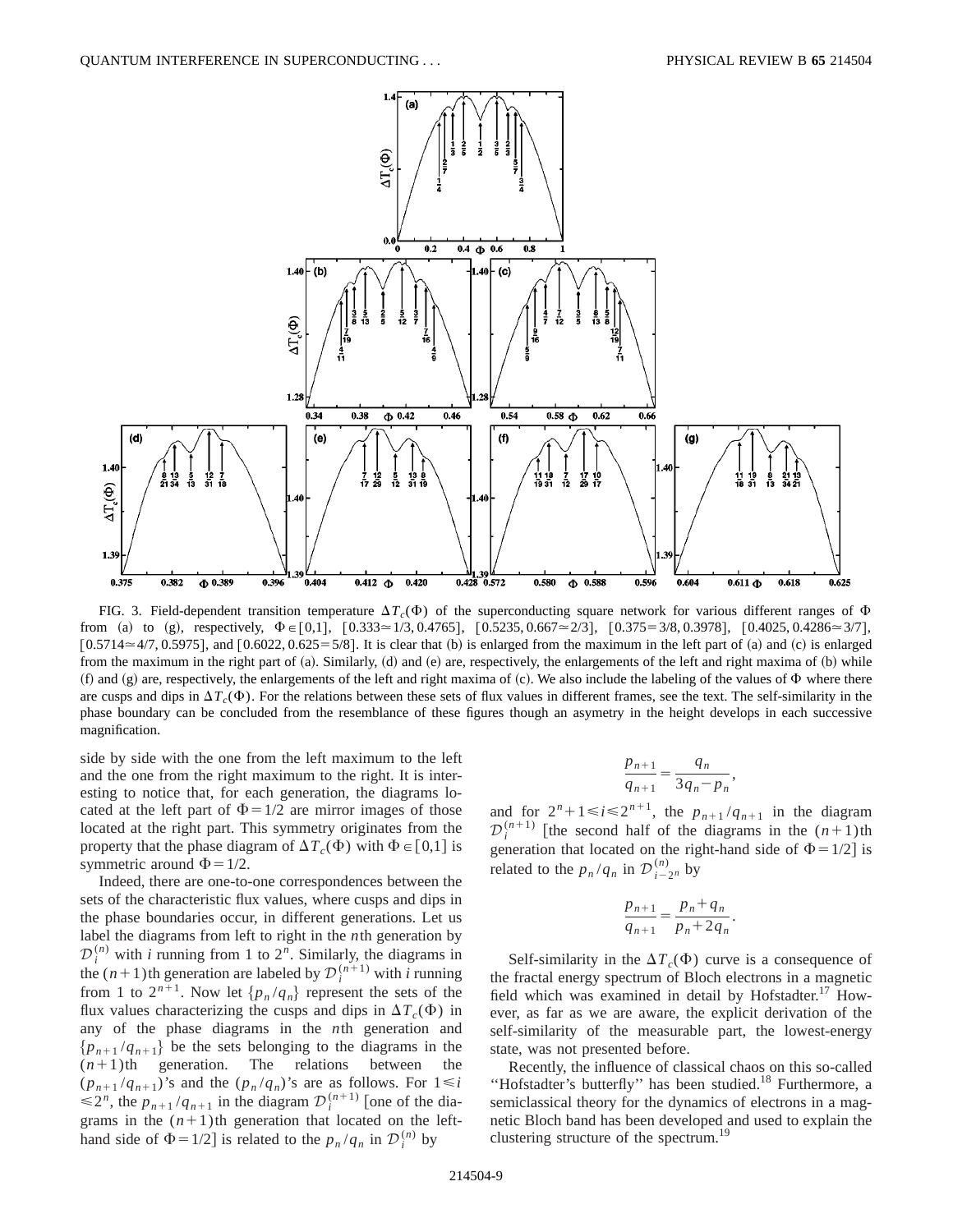FIG. 3. Field-dependent transition temperature $\Delta T_c(\Phi)$ of the superconducting square network for various different ranges of $\Phi$ from (a) to (g), respectively, $\Phi \in [0,1]$, $[0.333 \simeq 1/3, 0.4765]$, $[0.5235, 0.667 \simeq 2/3]$, $[0.375 = 3/8, 0.3978]$, $[0.4025, 0.4286 \simeq 3/7]$, $[0.5714 \simeq 4/7, 0.5975]$, and $[0.6022, 0.625 = 5/8]$. It is clear that (b) is enlarged from the maximum in the left part of (a) and (c) is enlarged from the maximum in the right part of (a). Similarly, (d) and (e) are, respectively, the enlargements of the left and right maxima of (b) while (f) and (g) are, respectively, the enlargements of the left and right maxima of (c). We also include the labeling of the values of $\Phi$ where there are cusps and dips in $\Delta T_c(\Phi)$. For the relations between these sets of flux values in different frames, see the text. The self-similarity in the phase boundary can be concluded from the resemblance of these figures though an asymmetry in the height develops in each successive magnification.

side by side with the one from the left maximum to the left and the one from the right maximum to the right. It is interesting to notice that, for each generation, the diagrams located at the left part of $\Phi = 1/2$ are mirror images of those located at the right part. This symmetry originates from the property that the phase diagram of $\Delta T_c(\Phi)$ with $\Phi \in [0,1]$ is symmetric around $\Phi = 1/2$.

Indeed, there are one-to-one correspondences between the sets of the characteristic flux values, where cusps and dips in the phase boundaries occur, in different generations. Let us label the diagrams from left to right in the $n$th generation by $\mathcal{D}_i^{(n)}$ with $i$ running from 1 to $2^n$. Similarly, the diagrams in the $(n+1)$th generation are labeled by $\mathcal{D}_i^{(n+1)}$ with $i$ running from 1 to $2^{n+1}$. Now let $\{p_n/q_n\}$ represent the sets of the flux values characterizing the cusps and dips in $\Delta T_c(\Phi)$ in any of the phase diagrams in the $n$th generation and $\{p_{n+1}/q_{n+1}\}$ be the sets belonging to the diagrams in the $(n+1)$th generation. The relations between the $(p_{n+1}/q_{n+1})$'s and the $(p_n/q_n)$'s are as follows. For $1 \leq i \leq 2^n$, the $p_{n+1}/q_{n+1}$ in the diagram $\mathcal{D}_i^{(n+1)}$ [one of the diagrams in the $(n+1)$th generation that located on the left-hand side of $\Phi = 1/2$] is related to the $p_n/q_n$ in $\mathcal{D}_i^{(n)}$ by

$$\frac{p_{n+1}}{q_{n+1}} = \frac{q_n}{3q_n - p_n},$$

and for $2^n + 1 \leq i \leq 2^{n+1}$, the $p_{n+1}/q_{n+1}$ in the diagram $\mathcal{D}_i^{(n+1)}$ [the second half of the diagrams in the $(n+1)$th generation that located on the right-hand side of $\Phi = 1/2$] is related to the $p_n/q_n$ in $\mathcal{D}_{i-2^n}^{(n)}$ by

$$\frac{p_{n+1}}{q_{n+1}} = \frac{p_n + q_n}{p_n + 2q_n}.$$

Self-similarity in the $\Delta T_c(\Phi)$ curve is a consequence of the fractal energy spectrum of Bloch electrons in a magnetic field which was examined in detail by Hofstadter.[17] However, as far as we are aware, the explicit derivation of the self-similarity of the measurable part, the lowest-energy state, was not presented before.

Recently, the influence of classical chaos on this so-called "Hofstadter's butterfly" has been studied.[18] Furthermore, a semiclassical theory for the dynamics of electrons in a magnetic Bloch band has been developed and used to explain the clustering structure of the spectrum.[19]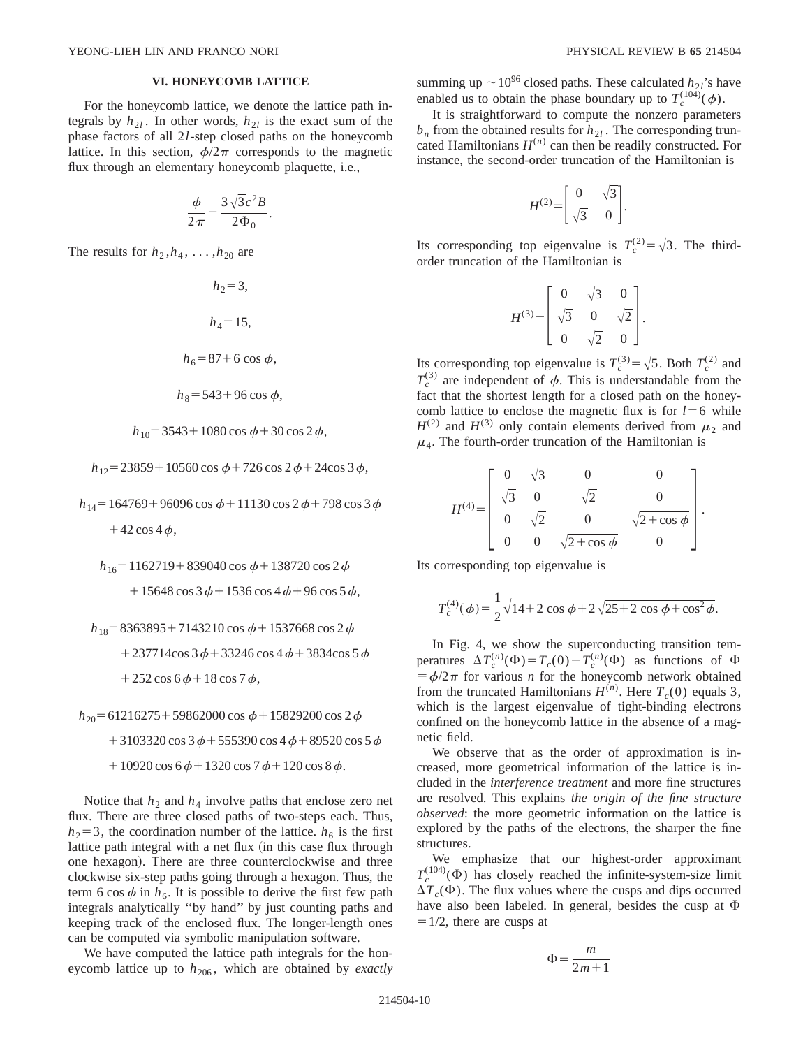## VI. HONEYCOMB LATTICE

For the honeycomb lattice, we denote the lattice path integrals by $h_{2l}$. In other words, $h_{2l}$ is the exact sum of the phase factors of all $2l$-step closed paths on the honeycomb lattice. In this section, $\phi/2\pi$ corresponds to the magnetic flux through an elementary honeycomb plaquette, i.e.,

$$\frac{\phi}{2\pi} = \frac{3\sqrt{3}c^2 B}{2\Phi_0}.$$

The results for $h_2, h_4, \ldots, h_{20}$ are

$$h_2 = 3,$$

$$h_4 = 15,$$

$$h_6 = 87 + 6\cos\phi,$$

$$h_8 = 543 + 96\cos\phi,$$

$$h_{10} = 3543 + 1080\cos\phi + 30\cos 2\phi,$$

$$h_{12} = 23859 + 10560\cos\phi + 726\cos 2\phi + 24\cos 3\phi,$$

$$h_{14} = 164769 + 96096\cos\phi + 11130\cos 2\phi + 798\cos 3\phi + 42\cos 4\phi,$$

$$h_{16} = 1162719 + 839040\cos\phi + 138720\cos 2\phi + 15648\cos 3\phi + 1536\cos 4\phi + 96\cos 5\phi,$$

$$h_{18} = 8363895 + 7143210\cos\phi + 1537668\cos 2\phi + 237714\cos 3\phi + 33246\cos 4\phi + 3834\cos 5\phi + 252\cos 6\phi + 18\cos 7\phi,$$

$$h_{20} = 61216275 + 59862000\cos\phi + 15829200\cos 2\phi + 3103320\cos 3\phi + 555390\cos 4\phi + 89520\cos 5\phi + 10920\cos 6\phi + 1320\cos 7\phi + 120\cos 8\phi.$$

Notice that $h_2$ and $h_4$ involve paths that enclose zero net flux. There are three closed paths of two-steps each. Thus, $h_2 = 3$, the coordination number of the lattice. $h_6$ is the first lattice path integral with a net flux (in this case flux through one hexagon). There are three counterclockwise and three clockwise six-step paths going through a hexagon. Thus, the term $6\cos\phi$ in $h_6$. It is possible to derive the first few path integrals analytically "by hand" by just counting paths and keeping track of the enclosed flux. The longer-length ones can be computed via symbolic manipulation software.

We have computed the lattice path integrals for the honeycomb lattice up to $h_{206}$, which are obtained by *exactly* summing up $\sim 10^{96}$ closed paths. These calculated $h_{2l}$'s have enabled us to obtain the phase boundary up to $T_c^{(104)}(\phi)$.

It is straightforward to compute the nonzero parameters $b_n$ from the obtained results for $h_{2l}$. The corresponding truncated Hamiltonians $H^{(n)}$ can then be readily constructed. For instance, the second-order truncation of the Hamiltonian is

$$H^{(2)} = \begin{bmatrix} 0 & \sqrt{3} \\ \sqrt{3} & 0 \end{bmatrix}.$$

Its corresponding top eigenvalue is $T_c^{(2)} = \sqrt{3}$. The third-order truncation of the Hamiltonian is

$$H^{(3)} = \begin{bmatrix} 0 & \sqrt{3} & 0 \\ \sqrt{3} & 0 & \sqrt{2} \\ 0 & \sqrt{2} & 0 \end{bmatrix}.$$

Its corresponding top eigenvalue is $T_c^{(3)} = \sqrt{5}$. Both $T_c^{(2)}$ and $T_c^{(3)}$ are independent of $\phi$. This is understandable from the fact that the shortest length for a closed path on the honeycomb lattice to enclose the magnetic flux is for $l = 6$ while $H^{(2)}$ and $H^{(3)}$ only contain elements derived from $\mu_2$ and $\mu_4$. The fourth-order truncation of the Hamiltonian is

$$H^{(4)} = \begin{bmatrix} 0 & \sqrt{3} & 0 & 0 \\ \sqrt{3} & 0 & \sqrt{2} & 0 \\ 0 & \sqrt{2} & 0 & \sqrt{2+\cos\phi} \\ 0 & 0 & \sqrt{2+\cos\phi} & 0 \end{bmatrix}.$$

Its corresponding top eigenvalue is

$$T_c^{(4)}(\phi) = \frac{1}{2}\sqrt{14 + 2\cos\phi + 2\sqrt{25 + 2\cos\phi + \cos^2\phi}}.$$

In Fig. 4, we show the superconducting transition temperatures $\Delta T_c^{(n)}(\Phi) = T_c(0) - T_c^{(n)}(\Phi)$ as functions of $\Phi \equiv \phi/2\pi$ for various $n$ for the honeycomb network obtained from the truncated Hamiltonians $H^{(n)}$. Here $T_c(0)$ equals 3, which is the largest eigenvalue of tight-binding electrons confined on the honeycomb lattice in the absence of a magnetic field.

We observe that as the order of approximation is increased, more geometrical information of the lattice is included in the *interference treatment* and more fine structures are resolved. This explains *the origin of the fine structure observed*: the more geometric information on the lattice is explored by the paths of the electrons, the sharper the fine structures.

We emphasize that our highest-order approximant $T_c^{(104)}(\Phi)$ has closely reached the infinite-system-size limit $\Delta T_c(\Phi)$. The flux values where the cusps and dips occurred have also been labeled. In general, besides the cusp at $\Phi = 1/2$, there are cusps at

$$\Phi = \frac{m}{2m+1}$$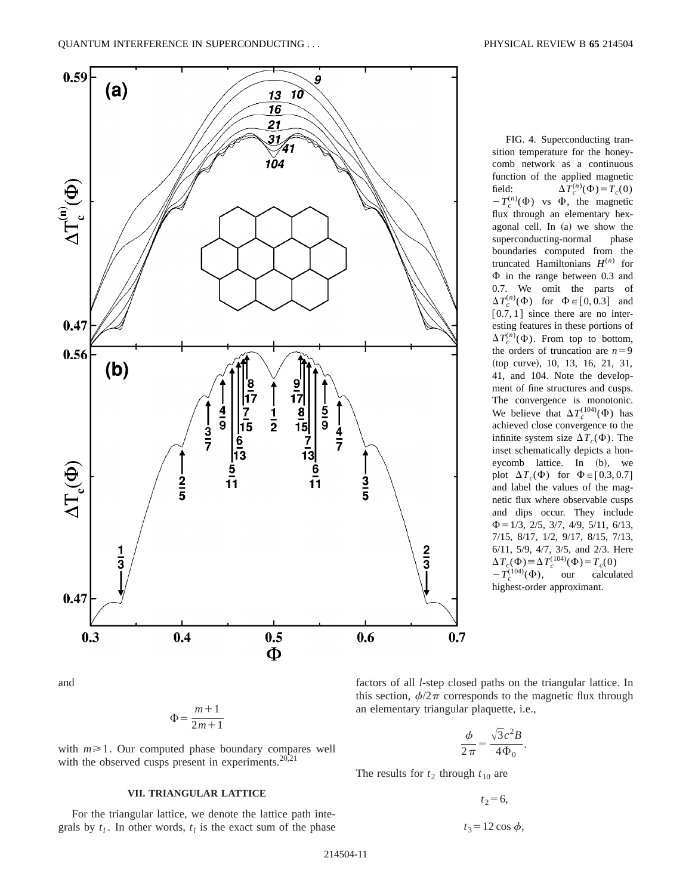FIG. 4. Superconducting transition temperature for the honeycomb network as a continuous function of the applied magnetic field: $\Delta T_c^{(n)}(\Phi) = T_c(0) - T_c^{(n)}(\Phi)$ vs $\Phi$, the magnetic flux through an elementary hexagonal cell. In (a) we show the superconducting-normal phase boundaries computed from the truncated Hamiltonians $H^{(n)}$ for $\Phi$ in the range between 0.3 and 0.7. We omit the parts of $\Delta T_c^{(n)}(\Phi)$ for $\Phi \in [0, 0.3]$ and $[0.7, 1]$ since there are no interesting features in these portions of $\Delta T_c^{(n)}(\Phi)$. From top to bottom, the orders of truncation are $n = 9$ (top curve), 10, 13, 16, 21, 31, 41, and 104. Note the development of fine structures and cusps. The convergence is monotonic. We believe that $\Delta T_c^{(104)}(\Phi)$ has achieved close convergence to the infinite system size $\Delta T_c(\Phi)$. The inset schematically depicts a honeycomb lattice. In (b), we plot $\Delta T_c(\Phi)$ for $\Phi \in [0.3, 0.7]$ and label the values of the magnetic flux where observable cusps and dips occur. They include $\Phi = 1/3$, 2/5, 3/7, 4/9, 5/11, 6/13, 7/15, 8/17, 1/2, 9/17, 8/15, 7/13, 6/11, 5/9, 4/7, 3/5, and 2/3. Here $\Delta T_c(\Phi) \equiv \Delta T_c^{(104)}(\Phi) = T_c(0) - T_c^{(104)}(\Phi)$, our calculated highest-order approximant.

and

$$\Phi = \frac{m+1}{2m+1}$$

with $m \geq 1$. Our computed phase boundary compares well with the observed cusps present in experiments.[20,21]

## VII. TRIANGULAR LATTICE

For the triangular lattice, we denote the lattice path integrals by $t_l$. In other words, $t_l$ is the exact sum of the phase factors of all $l$-step closed paths on the triangular lattice. In this section, $\phi/2\pi$ corresponds to the magnetic flux through an elementary triangular plaquette, i.e.,

$$\frac{\phi}{2\pi} = \frac{\sqrt{3}c^2 B}{4\Phi_0}.$$

The results for $t_2$ through $t_{10}$ are

$$t_2 = 6,$$

$$t_3 = 12\cos\phi,$$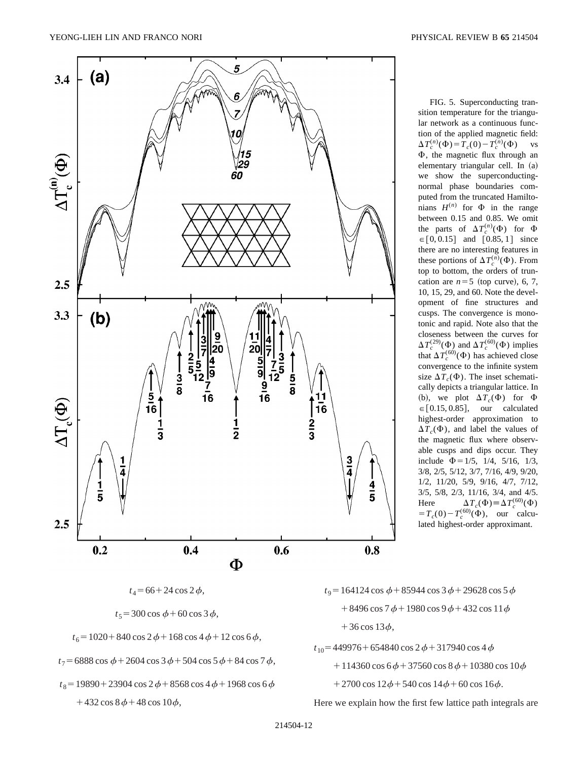FIG. 5. Superconducting transition temperature for the triangular network as a continuous function of the applied magnetic field: $\Delta T_c^{(n)}(\Phi) = T_c(0) - T_c^{(n)}(\Phi)$ vs $\Phi$, the magnetic flux through an elementary triangular cell. In (a) we show the superconducting-normal phase boundaries computed from the truncated Hamiltonians $H^{(n)}$ for $\Phi$ in the range between 0.15 and 0.85. We omit the parts of $\Delta T_c^{(n)}(\Phi)$ for $\Phi \in [0, 0.15]$ and $[0.85, 1]$ since there are no interesting features in these portions of $\Delta T_c^{(n)}(\Phi)$. From top to bottom, the orders of truncation are $n=5$ (top curve), 6, 7, 10, 15, 29, and 60. Note the development of fine structures and cusps. The convergence is monotonic and rapid. Note also that the closeness between the curves for $\Delta T_c^{(29)}(\Phi)$ and $\Delta T_c^{(60)}(\Phi)$ implies that $\Delta T_c^{(60)}(\Phi)$ has achieved close convergence to the infinite system size $\Delta T_c(\Phi)$. The inset schematically depicts a triangular lattice. In (b), we plot $\Delta T_c(\Phi)$ for $\Phi \in [0.15, 0.85]$, our calculated highest-order approximation to $\Delta T_c(\Phi)$, and label the values of the magnetic flux where observable cusps and dips occur. They include $\Phi = 1/5$, 1/4, 5/16, 1/3, 3/8, 2/5, 5/12, 3/7, 7/16, 4/9, 9/20, 1/2, 11/20, 5/9, 9/16, 4/7, 7/12, 3/5, 5/8, 2/3, 11/16, 3/4, and 4/5. Here $\Delta T_c(\Phi) \equiv \Delta T_c^{(60)}(\Phi) = T_c(0) - T_c^{(60)}(\Phi)$, our calculated highest-order approximant.

$$t_4 = 66 + 24\cos 2\phi,$$

$$t_5 = 300\cos\phi + 60\cos 3\phi,$$

$$t_6 = 1020 + 840\cos 2\phi + 168\cos 4\phi + 12\cos 6\phi,$$

$$t_7 = 6888\cos\phi + 2604\cos 3\phi + 504\cos 5\phi + 84\cos 7\phi,$$

$$t_8 = 19890 + 23904\cos 2\phi + 8568\cos 4\phi + 1968\cos 6\phi + 432\cos 8\phi + 48\cos 10\phi,$$

$$t_9 = 164124\cos\phi + 85944\cos 3\phi + 29628\cos 5\phi + 8496\cos 7\phi + 1980\cos 9\phi + 432\cos 11\phi + 36\cos 13\phi,$$

$$t_{10} = 449976 + 654840\cos 2\phi + 317940\cos 4\phi + 114360\cos 6\phi + 37560\cos 8\phi + 10380\cos 10\phi + 2700\cos 12\phi + 540\cos 14\phi + 60\cos 16\phi.$$

Here we explain how the first few lattice path integrals are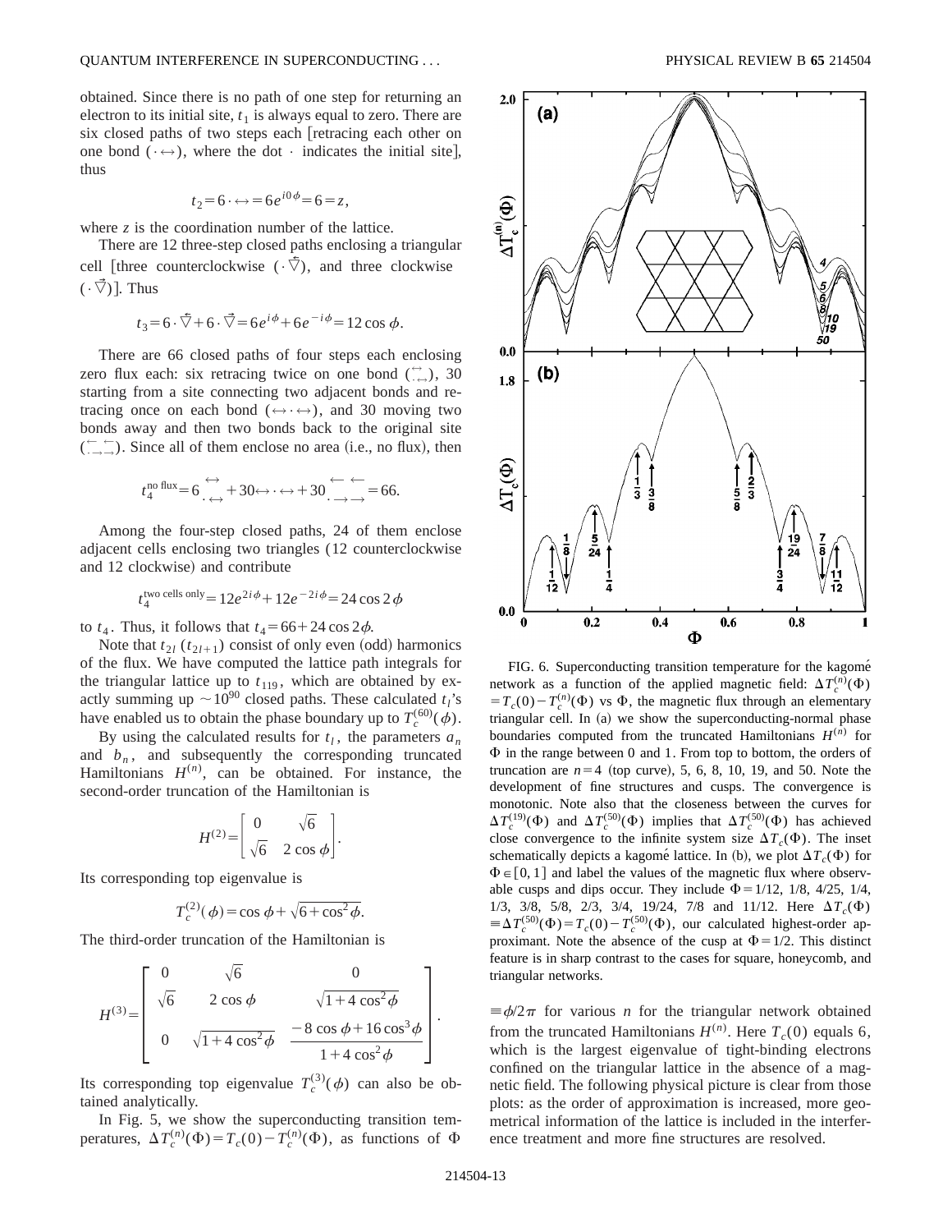obtained. Since there is no path of one step for returning an electron to its initial site, $t_1$ is always equal to zero. There are six closed paths of two steps each [retracing each other on one bond ($\cdot\leftrightarrow$), where the dot $\cdot$ indicates the initial site], thus

$$t_2 = 6\cdot\leftrightarrow = 6e^{i0\phi} = 6 = z,$$

where $z$ is the coordination number of the lattice.

There are 12 three-step closed paths enclosing a triangular cell [three counterclockwise ($\cdot\overset{\leftarrow}{\bigtriangledown}$), and three clockwise ($\cdot\overset{\rightarrow}{\bigtriangledown}$)]. Thus

$$t_3 = 6\cdot\overset{\leftarrow}{\bigtriangledown} + 6\cdot\overset{\rightarrow}{\bigtriangledown} = 6e^{i\phi} + 6e^{-i\phi} = 12\cos\phi.$$

There are 66 closed paths of four steps each enclosing zero flux each: six retracing twice on one bond ($\overset{\leftrightarrow}{\cdot\leftrightarrow}$), 30 starting from a site connecting two adjacent bonds and retracing once on each bond ($\leftrightarrow\cdot\leftrightarrow$), and 30 moving two bonds away and then two bonds back to the original site ($\overset{\leftarrow\ \leftarrow}{\cdot\rightarrow\rightarrow}$). Since all of them enclose no area (i.e., no flux), then

$$t_4^{\text{no flux}} = 6\overset{\leftrightarrow}{\cdot\leftrightarrow} + 30\leftrightarrow\cdot\leftrightarrow + 30\overset{\leftarrow\ \leftarrow}{\cdot\rightarrow\rightarrow} = 66.$$

Among the four-step closed paths, 24 of them enclose adjacent cells enclosing two triangles (12 counterclockwise and 12 clockwise) and contribute

$$t_4^{\text{two cells only}} = 12e^{2i\phi} + 12e^{-2i\phi} = 24\cos 2\phi$$

to $t_4$. Thus, it follows that $t_4 = 66 + 24\cos 2\phi$.

Note that $t_{2l}$ ($t_{2l+1}$) consist of only even (odd) harmonics of the flux. We have computed the lattice path integrals for the triangular lattice up to $t_{119}$, which are obtained by exactly summing up $\sim 10^{90}$ closed paths. These calculated $t_l$'s have enabled us to obtain the phase boundary up to $T_c^{(60)}(\phi)$.

By using the calculated results for $t_l$, the parameters $a_n$ and $b_n$, and subsequently the corresponding truncated Hamiltonians $H^{(n)}$, can be obtained. For instance, the second-order truncation of the Hamiltonian is

$$H^{(2)} = \begin{bmatrix} 0 & \sqrt{6} \\ \sqrt{6} & 2\cos\phi \end{bmatrix}.$$

Its corresponding top eigenvalue is

$$T_c^{(2)}(\phi) = \cos\phi + \sqrt{6 + \cos^2\phi}.$$

The third-order truncation of the Hamiltonian is

$$H^{(3)} = \begin{bmatrix} 0 & \sqrt{6} & 0 \\ \sqrt{6} & 2\cos\phi & \sqrt{1+4\cos^2\phi} \\ 0 & \sqrt{1+4\cos^2\phi} & \dfrac{-8\cos\phi + 16\cos^3\phi}{1+4\cos^2\phi} \end{bmatrix}.$$

Its corresponding top eigenvalue $T_c^{(3)}(\phi)$ can also be obtained analytically.

In Fig. 5, we show the superconducting transition temperatures, $\Delta T_c^{(n)}(\Phi) = T_c(0) - T_c^{(n)}(\Phi)$, as functions of $\Phi \equiv \phi/2\pi$ for various $n$ for the triangular network obtained from the truncated Hamiltonians $H^{(n)}$. Here $T_c(0)$ equals 6, which is the largest eigenvalue of tight-binding electrons confined on the triangular lattice in the absence of a magnetic field. The following physical picture is clear from those plots: as the order of approximation is increased, more geometrical information of the lattice is included in the interference treatment and more fine structures are resolved.

FIG. 6. Superconducting transition temperature for the kagomé network as a function of the applied magnetic field: $\Delta T_c^{(n)}(\Phi) = T_c(0) - T_c^{(n)}(\Phi)$ vs $\Phi$, the magnetic flux through an elementary triangular cell. In (a) we show the superconducting-normal phase boundaries computed from the truncated Hamiltonians $H^{(n)}$ for $\Phi$ in the range between 0 and 1. From top to bottom, the orders of truncation are $n=4$ (top curve), 5, 6, 8, 10, 19, and 50. Note the development of fine structures and cusps. The convergence is monotonic. Note also that the closeness between the curves for $\Delta T_c^{(19)}(\Phi)$ and $\Delta T_c^{(50)}(\Phi)$ implies that $\Delta T_c^{(50)}(\Phi)$ has achieved close convergence to the infinite system size $\Delta T_c(\Phi)$. The inset schematically depicts a kagomé lattice. In (b), we plot $\Delta T_c(\Phi)$ for $\Phi \in [0,1]$ and label the values of the magnetic flux where observable cusps and dips occur. They include $\Phi = 1/12$, 1/8, 4/25, 1/4, 1/3, 3/8, 5/8, 2/3, 3/4, 19/24, 7/8 and 11/12. Here $\Delta T_c(\Phi) \equiv \Delta T_c^{(50)}(\Phi) = T_c(0) - T_c^{(50)}(\Phi)$, our calculated highest-order approximant. Note the absence of the cusp at $\Phi = 1/2$. This distinct feature is in sharp contrast to the cases for square, honeycomb, and triangular networks.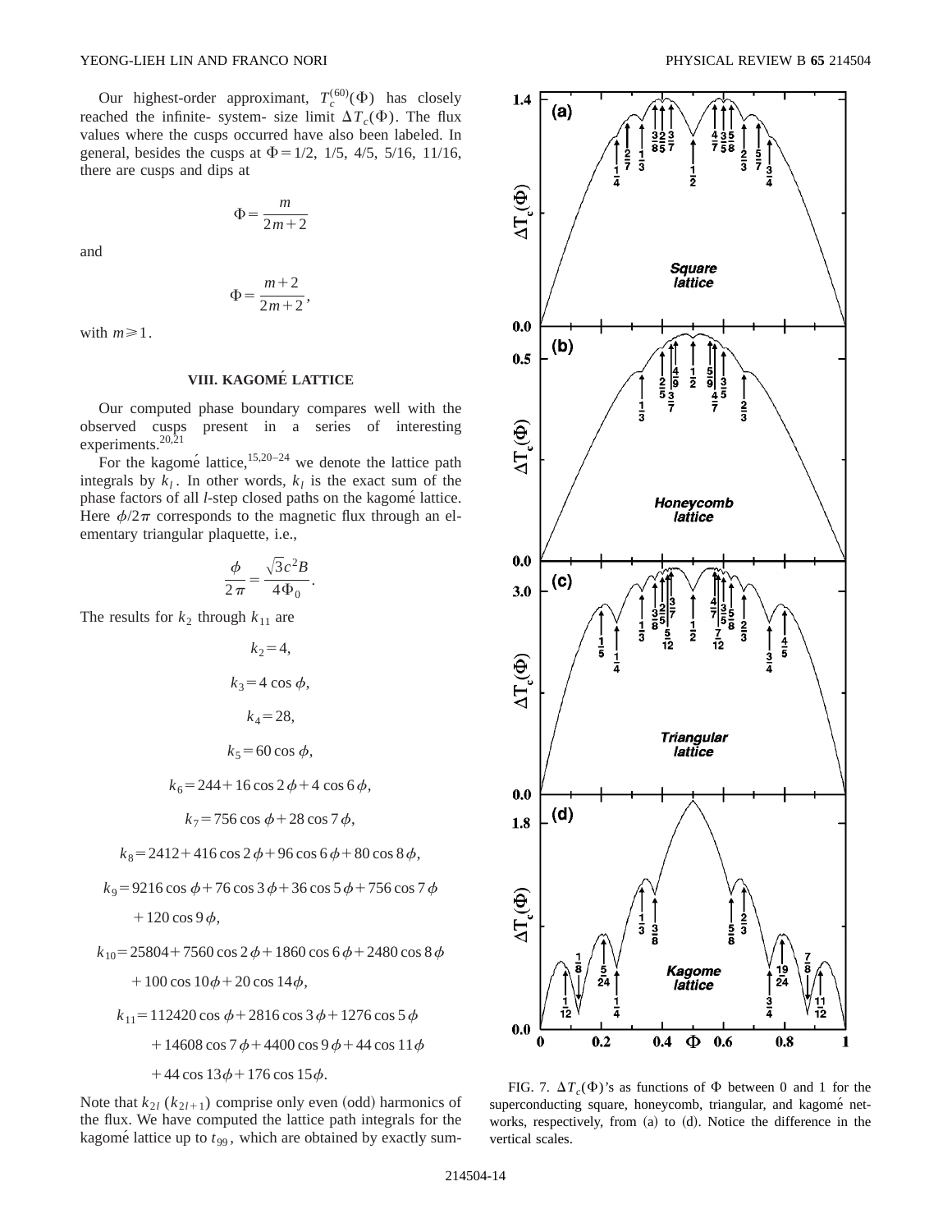Our highest-order approximant, $T_c^{(60)}(\Phi)$ has closely reached the infinite- system- size limit $\Delta T_c(\Phi)$. The flux values where the cusps occurred have also been labeled. In general, besides the cusps at $\Phi = 1/2$, 1/5, 4/5, 5/16, 11/16, there are cusps and dips at

$$\Phi = \frac{m}{2m+2}$$

and

$$\Phi = \frac{m+2}{2m+2},$$

with $m \geq 1$.

## VIII. KAGOMÉ LATTICE

Our computed phase boundary compares well with the observed cusps present in a series of interesting experiments.[20,21]

For the kagomé lattice,[15,20–24] we denote the lattice path integrals by $k_l$. In other words, $k_l$ is the exact sum of the phase factors of all $l$-step closed paths on the kagomé lattice. Here $\phi/2\pi$ corresponds to the magnetic flux through an elementary triangular plaquette, i.e.,

$$\frac{\phi}{2\pi} = \frac{\sqrt{3}c^2 B}{4\Phi_0}.$$

The results for $k_2$ through $k_{11}$ are

$$k_2 = 4,$$

$$k_3 = 4\cos\phi,$$

$$k_4 = 28,$$

$$k_5 = 60\cos\phi,$$

$$k_6 = 244 + 16\cos 2\phi + 4\cos 6\phi,$$

$$k_7 = 756\cos\phi + 28\cos 7\phi,$$

$$k_8 = 2412 + 416\cos 2\phi + 96\cos 6\phi + 80\cos 8\phi,$$

$$k_9 = 9216\cos\phi + 76\cos 3\phi + 36\cos 5\phi + 756\cos 7\phi + 120\cos 9\phi,$$

$$k_{10} = 25804 + 7560\cos 2\phi + 1860\cos 6\phi + 2480\cos 8\phi + 100\cos 10\phi + 20\cos 14\phi,$$

$$k_{11} = 112420\cos\phi + 2816\cos 3\phi + 1276\cos 5\phi + 14608\cos 7\phi + 4400\cos 9\phi + 44\cos 11\phi + 44\cos 13\phi + 176\cos 15\phi.$$

Note that $k_{2l}$ ($k_{2l+1}$) comprise only even (odd) harmonics of the flux. We have computed the lattice path integrals for the kagomé lattice up to $t_{99}$, which are obtained by exactly sum-

FIG. 7. $\Delta T_c(\Phi)$'s as functions of $\Phi$ between 0 and 1 for the superconducting square, honeycomb, triangular, and kagomé networks, respectively, from (a) to (d). Notice the difference in the vertical scales.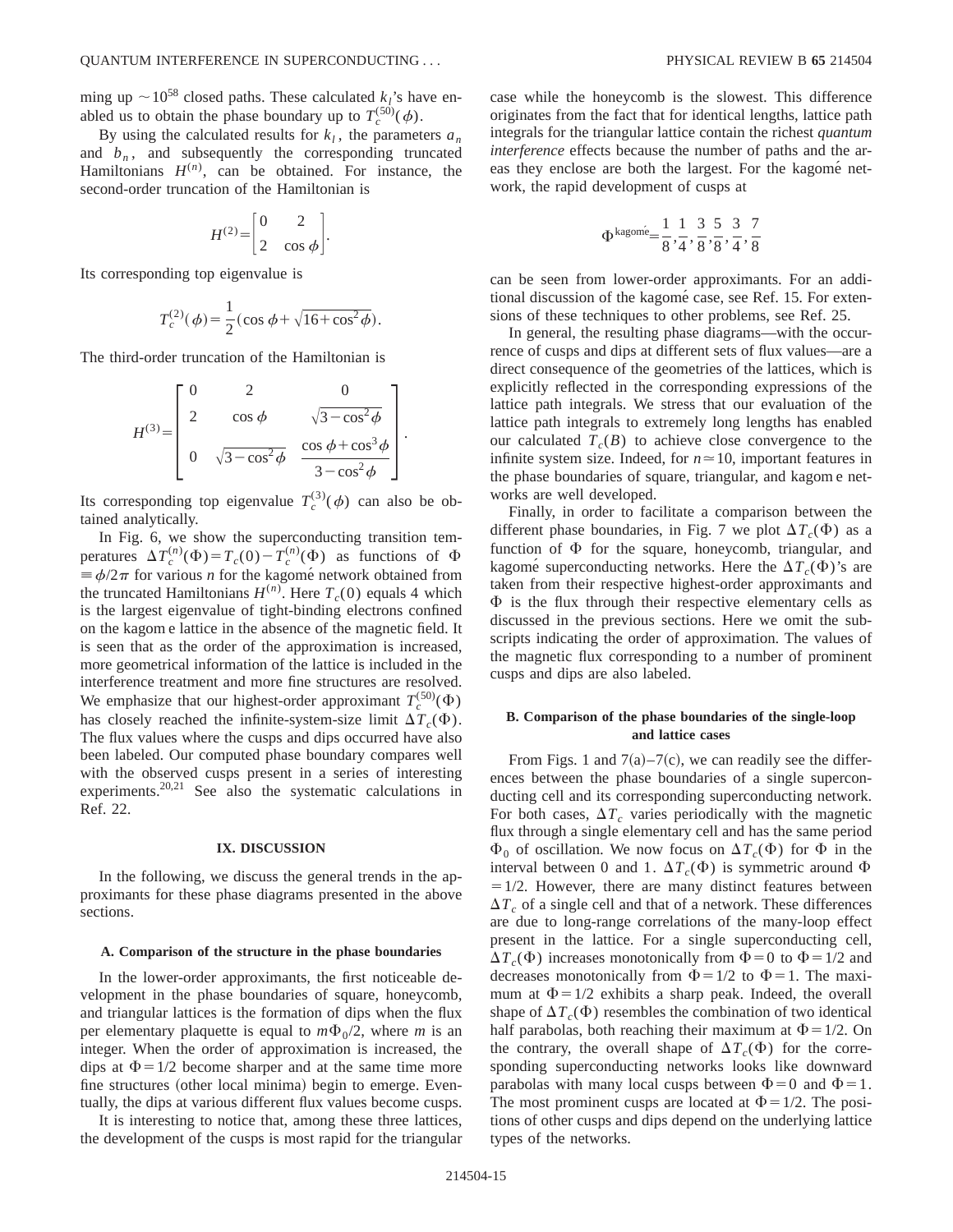ming up $\sim 10^{58}$ closed paths. These calculated $k_l$'s have enabled us to obtain the phase boundary up to $T_c^{(50)}(\phi)$.

By using the calculated results for $k_l$, the parameters $a_n$ and $b_n$, and subsequently the corresponding truncated Hamiltonians $H^{(n)}$, can be obtained. For instance, the second-order truncation of the Hamiltonian is

$$H^{(2)} = \begin{bmatrix} 0 & 2 \\ 2 & \cos\phi \end{bmatrix}.$$

Its corresponding top eigenvalue is

$$T_c^{(2)}(\phi) = \frac{1}{2}(\cos\phi + \sqrt{16 + \cos^2\phi}).$$

The third-order truncation of the Hamiltonian is

$$H^{(3)} = \begin{bmatrix} 0 & 2 & 0 \\ 2 & \cos\phi & \sqrt{3-\cos^2\phi} \\ 0 & \sqrt{3-\cos^2\phi} & \dfrac{\cos\phi + \cos^3\phi}{3-\cos^2\phi} \end{bmatrix}.$$

Its corresponding top eigenvalue $T_c^{(3)}(\phi)$ can also be obtained analytically.

In Fig. 6, we show the superconducting transition temperatures $\Delta T_c^{(n)}(\Phi) = T_c(0) - T_c^{(n)}(\Phi)$ as functions of $\Phi \equiv \phi/2\pi$ for various $n$ for the kagomé network obtained from the truncated Hamiltonians $H^{(n)}$. Here $T_c(0)$ equals 4 which is the largest eigenvalue of tight-binding electrons confined on the kagom e lattice in the absence of the magnetic field. It is seen that as the order of the approximation is increased, more geometrical information of the lattice is included in the interference treatment and more fine structures are resolved. We emphasize that our highest-order approximant $T_c^{(50)}(\Phi)$ has closely reached the infinite-system-size limit $\Delta T_c(\Phi)$. The flux values where the cusps and dips occurred have also been labeled. Our computed phase boundary compares well with the observed cusps present in a series of interesting experiments.[20,21] See also the systematic calculations in Ref. 22.

## IX. DISCUSSION

In the following, we discuss the general trends in the approximants for these phase diagrams presented in the above sections.

### A. Comparison of the structure in the phase boundaries

In the lower-order approximants, the first noticeable development in the phase boundaries of square, honeycomb, and triangular lattices is the formation of dips when the flux per elementary plaquette is equal to $m\Phi_0/2$, where $m$ is an integer. When the order of approximation is increased, the dips at $\Phi = 1/2$ become sharper and at the same time more fine structures (other local minima) begin to emerge. Eventually, the dips at various different flux values become cusps.

It is interesting to notice that, among these three lattices, the development of the cusps is most rapid for the triangular case while the honeycomb is the slowest. This difference originates from the fact that for identical lengths, lattice path integrals for the triangular lattice contain the richest *quantum interference* effects because the number of paths and the areas they enclose are both the largest. For the kagomé network, the rapid development of cusps at

$$\Phi^{\text{kagomé}} = \frac{1}{8}, \frac{1}{4}, \frac{3}{8}, \frac{5}{8}, \frac{3}{4}, \frac{7}{8}$$

can be seen from lower-order approximants. For an additional discussion of the kagomé case, see Ref. 15. For extensions of these techniques to other problems, see Ref. 25.

In general, the resulting phase diagrams—with the occurrence of cusps and dips at different sets of flux values—are a direct consequence of the geometries of the lattices, which is explicitly reflected in the corresponding expressions of the lattice path integrals. We stress that our evaluation of the lattice path integrals to extremely long lengths has enabled our calculated $T_c(B)$ to achieve close convergence to the infinite system size. Indeed, for $n \simeq 10$, important features in the phase boundaries of square, triangular, and kagom e networks are well developed.

Finally, in order to facilitate a comparison between the different phase boundaries, in Fig. 7 we plot $\Delta T_c(\Phi)$ as a function of $\Phi$ for the square, honeycomb, triangular, and kagomé superconducting networks. Here the $\Delta T_c(\Phi)$'s are taken from their respective highest-order approximants and $\Phi$ is the flux through their respective elementary cells as discussed in the previous sections. Here we omit the subscripts indicating the order of approximation. The values of the magnetic flux corresponding to a number of prominent cusps and dips are also labeled.

### B. Comparison of the phase boundaries of the single-loop and lattice cases

From Figs. 1 and 7(a)–7(c), we can readily see the differences between the phase boundaries of a single superconducting cell and its corresponding superconducting network. For both cases, $\Delta T_c$ varies periodically with the magnetic flux through a single elementary cell and has the same period $\Phi_0$ of oscillation. We now focus on $\Delta T_c(\Phi)$ for $\Phi$ in the interval between 0 and 1. $\Delta T_c(\Phi)$ is symmetric around $\Phi = 1/2$. However, there are many distinct features between $\Delta T_c$ of a single cell and that of a network. These differences are due to long-range correlations of the many-loop effect present in the lattice. For a single superconducting cell, $\Delta T_c(\Phi)$ increases monotonically from $\Phi = 0$ to $\Phi = 1/2$ and decreases monotonically from $\Phi = 1/2$ to $\Phi = 1$. The maximum at $\Phi = 1/2$ exhibits a sharp peak. Indeed, the overall shape of $\Delta T_c(\Phi)$ resembles the combination of two identical half parabolas, both reaching their maximum at $\Phi = 1/2$. On the contrary, the overall shape of $\Delta T_c(\Phi)$ for the corresponding superconducting networks looks like downward parabolas with many local cusps between $\Phi = 0$ and $\Phi = 1$. The most prominent cusps are located at $\Phi = 1/2$. The positions of other cusps and dips depend on the underlying lattice types of the networks.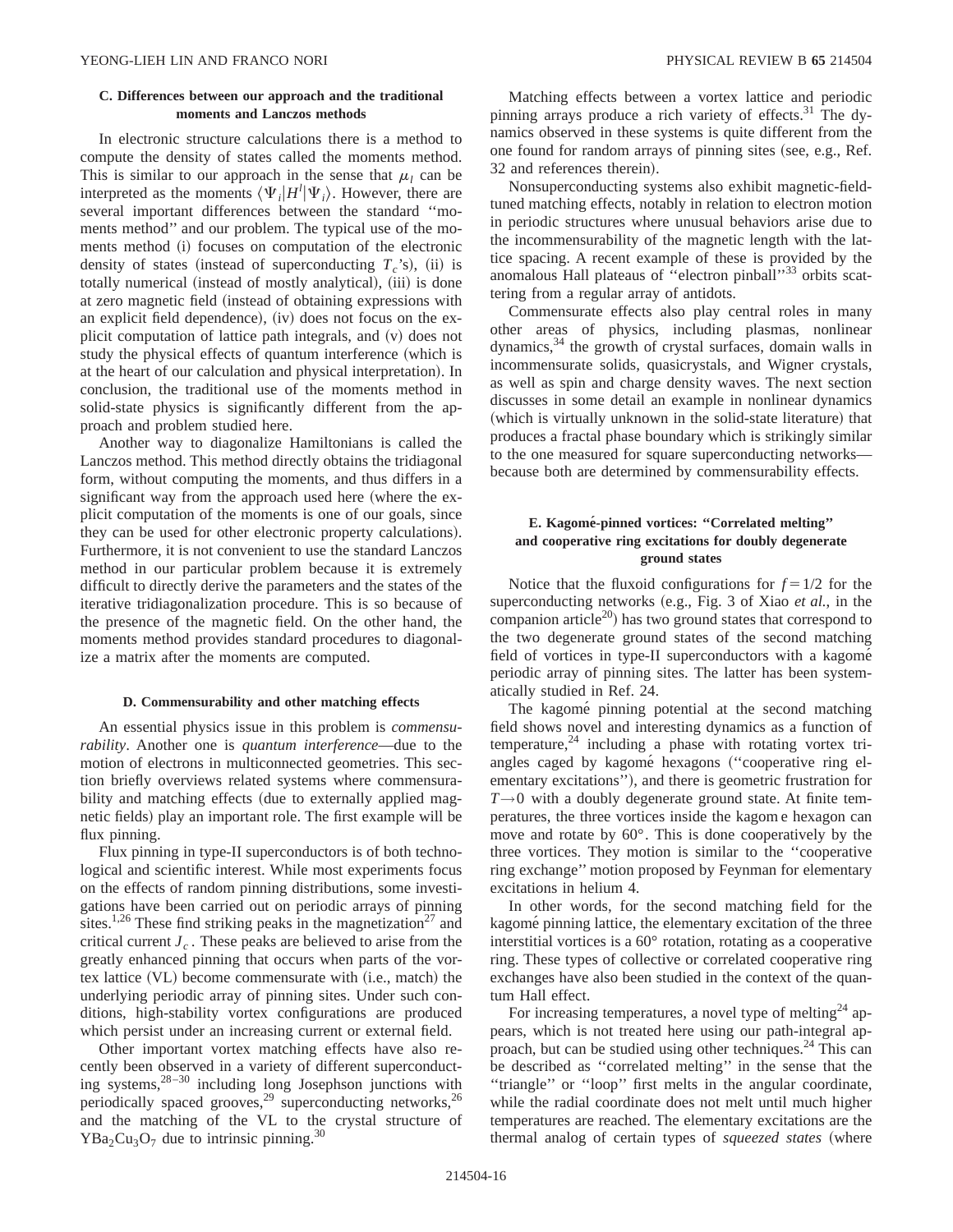### C. Differences between our approach and the traditional moments and Lanczos methods

In electronic structure calculations there is a method to compute the density of states called the moments method. This is similar to our approach in the sense that $\mu_l$ can be interpreted as the moments $\langle \Psi_i | H^l | \Psi_i \rangle$. However, there are several important differences between the standard "moments method" and our problem. The typical use of the moments method (i) focuses on computation of the electronic density of states (instead of superconducting $T_c$'s), (ii) is totally numerical (instead of mostly analytical), (iii) is done at zero magnetic field (instead of obtaining expressions with an explicit field dependence), (iv) does not focus on the explicit computation of lattice path integrals, and (v) does not study the physical effects of quantum interference (which is at the heart of our calculation and physical interpretation). In conclusion, the traditional use of the moments method in solid-state physics is significantly different from the approach and problem studied here.

Another way to diagonalize Hamiltonians is called the Lanczos method. This method directly obtains the tridiagonal form, without computing the moments, and thus differs in a significant way from the approach used here (where the explicit computation of the moments is one of our goals, since they can be used for other electronic property calculations). Furthermore, it is not convenient to use the standard Lanczos method in our particular problem because it is extremely difficult to directly derive the parameters and the states of the iterative tridiagonalization procedure. This is so because of the presence of the magnetic field. On the other hand, the moments method provides standard procedures to diagonalize a matrix after the moments are computed.

### D. Commensurability and other matching effects

An essential physics issue in this problem is *commensurability*. Another one is *quantum interference*—due to the motion of electrons in multiconnected geometries. This section briefly overviews related systems where commensurability and matching effects (due to externally applied magnetic fields) play an important role. The first example will be flux pinning.

Flux pinning in type-II superconductors is of both technological and scientific interest. While most experiments focus on the effects of random pinning distributions, some investigations have been carried out on periodic arrays of pinning sites.[1,26] These find striking peaks in the magnetization[27] and critical current $J_c$. These peaks are believed to arise from the greatly enhanced pinning that occurs when parts of the vortex lattice (VL) become commensurate with (i.e., match) the underlying periodic array of pinning sites. Under such conditions, high-stability vortex configurations are produced which persist under an increasing current or external field.

Other important vortex matching effects have also recently been observed in a variety of different superconducting systems,[28–30] including long Josephson junctions with periodically spaced grooves,[29] superconducting networks,[26] and the matching of the VL to the crystal structure of $YBa_2Cu_3O_7$ due to intrinsic pinning.[30]

Matching effects between a vortex lattice and periodic pinning arrays produce a rich variety of effects.[31] The dynamics observed in these systems is quite different from the one found for random arrays of pinning sites (see, e.g., Ref. 32 and references therein).

Nonsuperconducting systems also exhibit magnetic-field-tuned matching effects, notably in relation to electron motion in periodic structures where unusual behaviors arise due to the incommensurability of the magnetic length with the lattice spacing. A recent example of these is provided by the anomalous Hall plateaus of "electron pinball"[33] orbits scattering from a regular array of antidots.

Commensurate effects also play central roles in many other areas of physics, including plasmas, nonlinear dynamics,[34] the growth of crystal surfaces, domain walls in incommensurate solids, quasicrystals, and Wigner crystals, as well as spin and charge density waves. The next section discusses in some detail an example in nonlinear dynamics (which is virtually unknown in the solid-state literature) that produces a fractal phase boundary which is strikingly similar to the one measured for square superconducting networks—because both are determined by commensurability effects.

### E. Kagomé-pinned vortices: "Correlated melting" and cooperative ring excitations for doubly degenerate ground states

Notice that the fluxoid configurations for $f = 1/2$ for the superconducting networks (e.g., Fig. 3 of Xiao *et al.*, in the companion article[20]) has two ground states that correspond to the two degenerate ground states of the second matching field of vortices in type-II superconductors with a kagomé periodic array of pinning sites. The latter has been systematically studied in Ref. 24.

The kagomé pinning potential at the second matching field shows novel and interesting dynamics as a function of temperature,[24] including a phase with rotating vortex triangles caged by kagomé hexagons ("cooperative ring elementary excitations"), and there is geometric frustration for $T \to 0$ with a doubly degenerate ground state. At finite temperatures, the three vortices inside the kagom e hexagon can move and rotate by 60°. This is done cooperatively by the three vortices. They motion is similar to the "cooperative ring exchange" motion proposed by Feynman for elementary excitations in helium 4.

In other words, for the second matching field for the kagomé pinning lattice, the elementary excitation of the three interstitial vortices is a 60° rotation, rotating as a cooperative ring. These types of collective or correlated cooperative ring exchanges have also been studied in the context of the quantum Hall effect.

For increasing temperatures, a novel type of melting[24] appears, which is not treated here using our path-integral approach, but can be studied using other techniques.[24] This can be described as "correlated melting" in the sense that the "triangle" or "loop" first melts in the angular coordinate, while the radial coordinate does not melt until much higher temperatures are reached. The elementary excitations are the thermal analog of certain types of *squeezed states* (where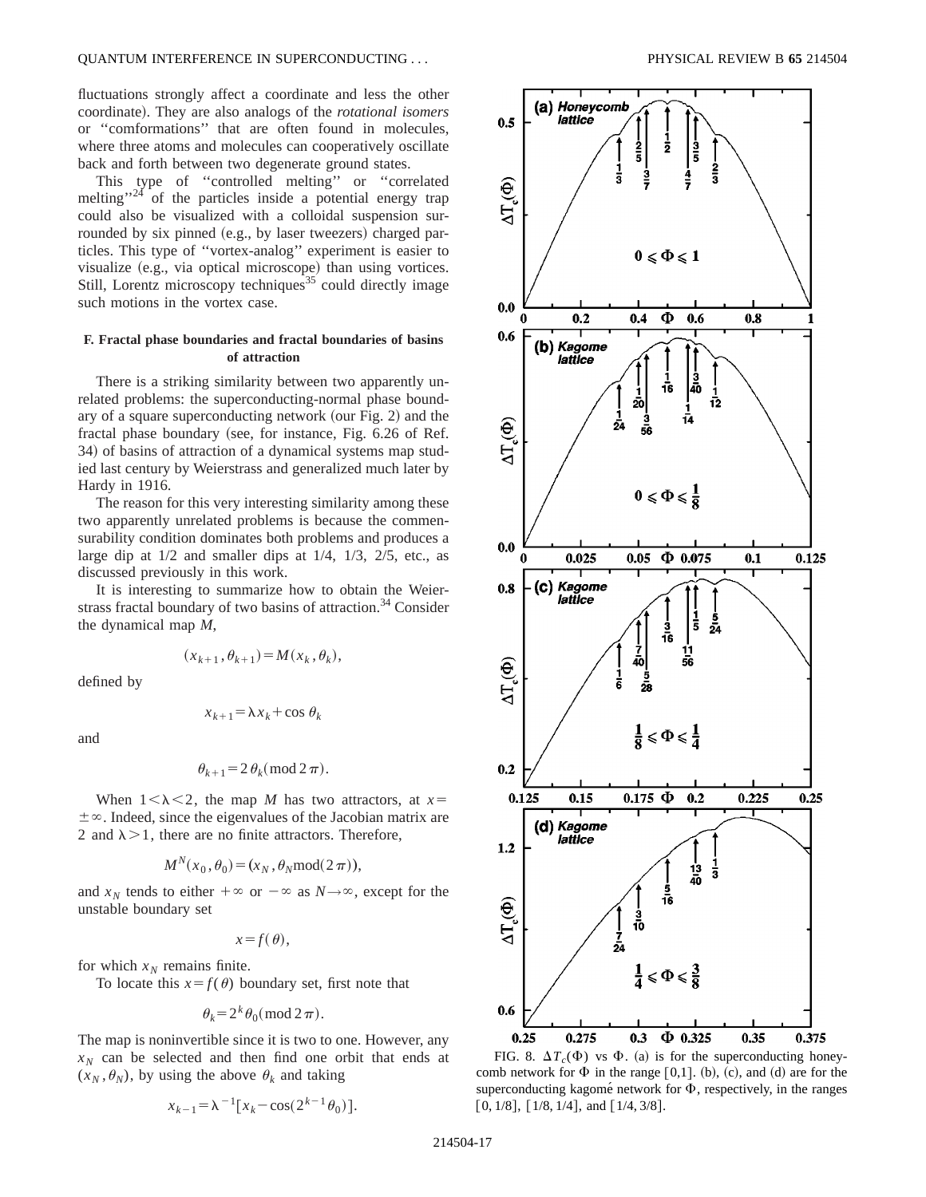fluctuations strongly affect a coordinate and less the other coordinate). They are also analogs of the *rotational isomers* or ''comformations'' that are often found in molecules, where three atoms and molecules can cooperatively oscillate back and forth between two degenerate ground states.

This type of ''controlled melting'' or ''correlated melting''[24] of the particles inside a potential energy trap could also be visualized with a colloidal suspension surrounded by six pinned (e.g., by laser tweezers) charged particles. This type of ''vortex-analog'' experiment is easier to visualize (e.g., via optical microscope) than using vortices. Still, Lorentz microscopy techniques[35] could directly image such motions in the vortex case.

### F. Fractal phase boundaries and fractal boundaries of basins of attraction

There is a striking similarity between two apparently unrelated problems: the superconducting-normal phase boundary of a square superconducting network (our Fig. 2) and the fractal phase boundary (see, for instance, Fig. 6.26 of Ref. 34) of basins of attraction of a dynamical systems map studied last century by Weierstrass and generalized much later by Hardy in 1916.

The reason for this very interesting similarity among these two apparently unrelated problems is because the commensurability condition dominates both problems and produces a large dip at 1/2 and smaller dips at 1/4, 1/3, 2/5, etc., as discussed previously in this work.

It is interesting to summarize how to obtain the Weierstrass fractal boundary of two basins of attraction.[34] Consider the dynamical map $M$,

$$(x_{k+1},\theta_{k+1})=M(x_k,\theta_k),$$

defined by

$$x_{k+1}=\lambda x_k+\cos\theta_k$$

and

$$\theta_{k+1}=2\theta_k(\mathrm{mod}\,2\pi).$$

When $1<\lambda<2$, the map $M$ has two attractors, at $x=\pm\infty$. Indeed, since the eigenvalues of the Jacobian matrix are 2 and $\lambda>1$, there are no finite attractors. Therefore,

$$M^N(x_0,\theta_0)=(x_N,\theta_N\mathrm{mod}(2\pi)),$$

and $x_N$ tends to either $+\infty$ or $-\infty$ as $N\to\infty$, except for the unstable boundary set

$$x=f(\theta),$$

for which $x_N$ remains finite.

To locate this $x=f(\theta)$ boundary set, first note that

$$\theta_k=2^k\theta_0(\mathrm{mod}\,2\pi).$$

The map is noninvertible since it is two to one. However, any $x_N$ can be selected and then find one orbit that ends at $(x_N,\theta_N)$, by using the above $\theta_k$ and taking

$$x_{k-1}=\lambda^{-1}[x_k-\cos(2^{k-1}\theta_0)].$$

FIG. 8. $\Delta T_c(\Phi)$ vs $\Phi$. (a) is for the superconducting honeycomb network for $\Phi$ in the range [0,1]. (b), (c), and (d) are for the superconducting kagomé network for $\Phi$, respectively, in the ranges [0, 1/8], [1/8, 1/4], and [1/4, 3/8].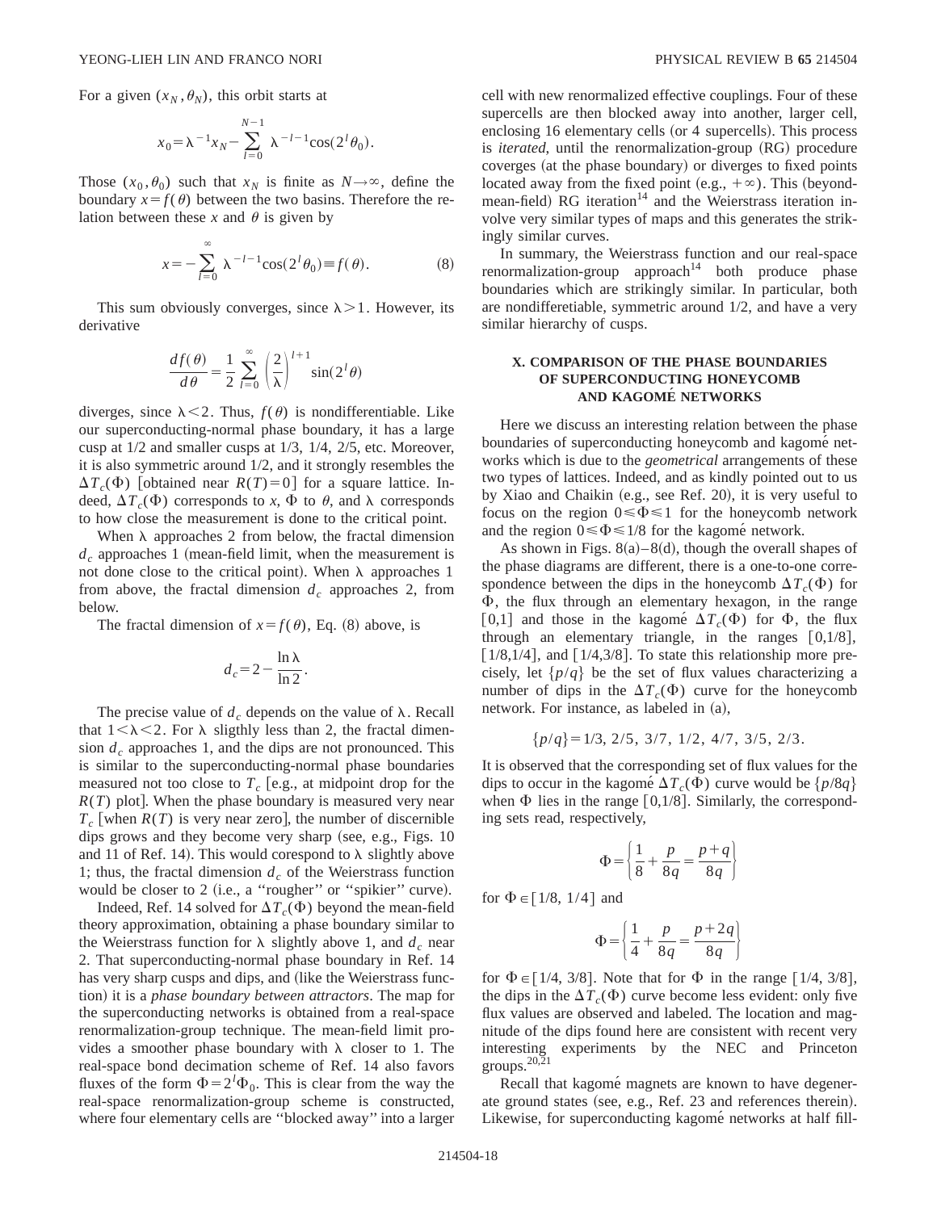For a given $(x_N, \theta_N)$, this orbit starts at

$$x_0 = \lambda^{-1} x_N - \sum_{l=0}^{N-1} \lambda^{-l-1} \cos(2^l \theta_0).$$

Those $(x_0, \theta_0)$ such that $x_N$ is finite as $N \to \infty$, define the boundary $x = f(\theta)$ between the two basins. Therefore the relation between these $x$ and $\theta$ is given by

$$x = -\sum_{l=0}^{\infty} \lambda^{-l-1} \cos(2^l \theta_0) \equiv f(\theta). \tag{8}$$

This sum obviously converges, since $\lambda > 1$. However, its derivative

$$\frac{df(\theta)}{d\theta} = \frac{1}{2} \sum_{l=0}^{\infty} \left(\frac{2}{\lambda}\right)^{l+1} \sin(2^l \theta)$$

diverges, since $\lambda < 2$. Thus, $f(\theta)$ is nondifferentiable. Like our superconducting-normal phase boundary, it has a large cusp at 1/2 and smaller cusps at 1/3, 1/4, 2/5, etc. Moreover, it is also symmetric around 1/2, and it strongly resembles the $\Delta T_c(\Phi)$ [obtained near $R(T)=0$] for a square lattice. Indeed, $\Delta T_c(\Phi)$ corresponds to $x$, $\Phi$ to $\theta$, and $\lambda$ corresponds to how close the measurement is done to the critical point.

When $\lambda$ approaches 2 from below, the fractal dimension $d_c$ approaches 1 (mean-field limit, when the measurement is not done close to the critical point). When $\lambda$ approaches 1 from above, the fractal dimension $d_c$ approaches 2, from below.

The fractal dimension of $x = f(\theta)$, Eq. (8) above, is

$$d_c = 2 - \frac{\ln \lambda}{\ln 2}.$$

The precise value of $d_c$ depends on the value of $\lambda$. Recall that $1 < \lambda < 2$. For $\lambda$ sligthly less than 2, the fractal dimension $d_c$ approaches 1, and the dips are not pronounced. This is similar to the superconducting-normal phase boundaries measured not too close to $T_c$ [e.g., at midpoint drop for the $R(T)$ plot]. When the phase boundary is measured very near $T_c$ [when $R(T)$ is very near zero], the number of discernible dips grows and they become very sharp (see, e.g., Figs. 10 and 11 of Ref. 14). This would corespond to $\lambda$ slightly above 1; thus, the fractal dimension $d_c$ of the Weierstrass function would be closer to 2 (i.e., a "rougher" or "spikier" curve).

Indeed, Ref. 14 solved for $\Delta T_c(\Phi)$ beyond the mean-field theory approximation, obtaining a phase boundary similar to the Weierstrass function for $\lambda$ slightly above 1, and $d_c$ near 2. That superconducting-normal phase boundary in Ref. 14 has very sharp cusps and dips, and (like the Weierstrass function) it is a *phase boundary between attractors*. The map for the superconducting networks is obtained from a real-space renormalization-group technique. The mean-field limit provides a smoother phase boundary with $\lambda$ closer to 1. The real-space bond decimation scheme of Ref. 14 also favors fluxes of the form $\Phi = 2^l \Phi_0$. This is clear from the way the real-space renormalization-group scheme is constructed, where four elementary cells are "blocked away" into a larger cell with new renormalized effective couplings. Four of these supercells are then blocked away into another, larger cell, enclosing 16 elementary cells (or 4 supercells). This process is *iterated*, until the renormalization-group (RG) procedure coverges (at the phase boundary) or diverges to fixed points located away from the fixed point (e.g., $+\infty$). This (beyond-mean-field) RG iteration[14] and the Weierstrass iteration involve very similar types of maps and this generates the strikingly similar curves.

In summary, the Weierstrass function and our real-space renormalization-group approach[14] both produce phase boundaries which are strikingly similar. In particular, both are nondifferetiable, symmetric around 1/2, and have a very similar hierarchy of cusps.

## X. COMPARISON OF THE PHASE BOUNDARIES OF SUPERCONDUCTING HONEYCOMB AND KAGOMÉ NETWORKS

Here we discuss an interesting relation between the phase boundaries of superconducting honeycomb and kagomé networks which is due to the *geometrical* arrangements of these two types of lattices. Indeed, and as kindly pointed out to us by Xiao and Chaikin (e.g., see Ref. 20), it is very useful to focus on the region $0 \leqslant \Phi \leqslant 1$ for the honeycomb network and the region $0 \leqslant \Phi \leqslant 1/8$ for the kagomé network.

As shown in Figs. 8(a)–8(d), though the overall shapes of the phase diagrams are different, there is a one-to-one correspondence between the dips in the honeycomb $\Delta T_c(\Phi)$ for $\Phi$, the flux through an elementary hexagon, in the range [0,1] and those in the kagomé $\Delta T_c(\Phi)$ for $\Phi$, the flux through an elementary triangle, in the ranges [0,1/8], [1/8,1/4], and [1/4,3/8]. To state this relationship more precisely, let $\{p/q\}$ be the set of flux values characterizing a number of dips in the $\Delta T_c(\Phi)$ curve for the honeycomb network. For instance, as labeled in (a),

$$\{p/q\} = 1/3,\ 2/5,\ 3/7,\ 1/2,\ 4/7,\ 3/5,\ 2/3.$$

It is observed that the corresponding set of flux values for the dips to occur in the kagomé $\Delta T_c(\Phi)$ curve would be $\{p/8q\}$ when $\Phi$ lies in the range [0,1/8]. Similarly, the corresponding sets read, respectively,

$$\Phi = \left\{ \frac{1}{8} + \frac{p}{8q} = \frac{p+q}{8q} \right\}$$

for $\Phi \in [1/8,\ 1/4]$ and

$$\Phi = \left\{ \frac{1}{4} + \frac{p}{8q} = \frac{p+2q}{8q} \right\}$$

for $\Phi \in [1/4,\ 3/8]$. Note that for $\Phi$ in the range [1/4, 3/8], the dips in the $\Delta T_c(\Phi)$ curve become less evident: only five flux values are observed and labeled. The location and magnitude of the dips found here are consistent with recent very interesting experiments by the NEC and Princeton groups.[20,21]

Recall that kagomé magnets are known to have degenerate ground states (see, e.g., Ref. 23 and references therein). Likewise, for superconducting kagomé networks at half fill-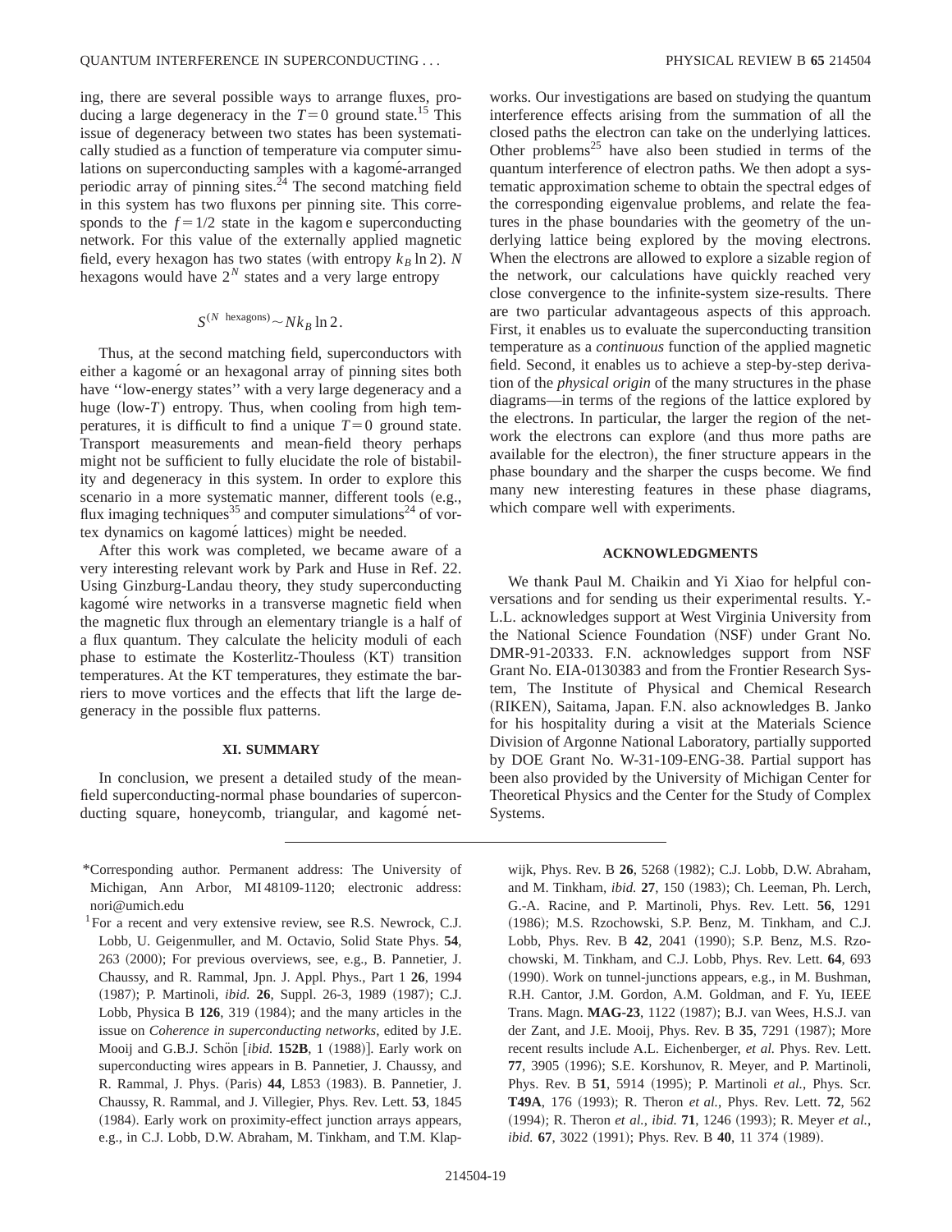ing, there are several possible ways to arrange fluxes, producing a large degeneracy in the $T=0$ ground state.[15] This issue of degeneracy between two states has been systematically studied as a function of temperature via computer simulations on superconducting samples with a kagomé-arranged periodic array of pinning sites.[24] The second matching field in this system has two fluxons per pinning site. This corresponds to the $f=1/2$ state in the kagom e superconducting network. For this value of the externally applied magnetic field, every hexagon has two states (with entropy $k_B \ln 2$). $N$ hexagons would have $2^N$ states and a very large entropy

$$S^{(N \text{ hexagons})} \sim N k_B \ln 2.$$

Thus, at the second matching field, superconductors with either a kagomé or an hexagonal array of pinning sites both have ''low-energy states'' with a very large degeneracy and a huge (low-$T$) entropy. Thus, when cooling from high temperatures, it is difficult to find a unique $T=0$ ground state. Transport measurements and mean-field theory perhaps might not be sufficient to fully elucidate the role of bistability and degeneracy in this system. In order to explore this scenario in a more systematic manner, different tools (e.g., flux imaging techniques[35] and computer simulations[24] of vortex dynamics on kagomé lattices) might be needed.

After this work was completed, we became aware of a very interesting relevant work by Park and Huse in Ref. 22. Using Ginzburg-Landau theory, they study superconducting kagomé wire networks in a transverse magnetic field when the magnetic flux through an elementary triangle is a half of a flux quantum. They calculate the helicity moduli of each phase to estimate the Kosterlitz-Thouless (KT) transition temperatures. At the KT temperatures, they estimate the barriers to move vortices and the effects that lift the large degeneracy in the possible flux patterns.

## XI. SUMMARY

In conclusion, we present a detailed study of the mean-field superconducting-normal phase boundaries of superconducting square, honeycomb, triangular, and kagomé networks. Our investigations are based on studying the quantum interference effects arising from the summation of all the closed paths the electron can take on the underlying lattices. Other problems[25] have also been studied in terms of the quantum interference of electron paths. We then adopt a systematic approximation scheme to obtain the spectral edges of the corresponding eigenvalue problems, and relate the features in the phase boundaries with the geometry of the underlying lattice being explored by the moving electrons. When the electrons are allowed to explore a sizable region of the network, our calculations have quickly reached very close convergence to the infinite-system size-results. There are two particular advantageous aspects of this approach. First, it enables us to evaluate the superconducting transition temperature as a *continuous* function of the applied magnetic field. Second, it enables us to achieve a step-by-step derivation of the *physical origin* of the many structures in the phase diagrams—in terms of the regions of the lattice explored by the electrons. In particular, the larger the region of the network the electrons can explore (and thus more paths are available for the electron), the finer structure appears in the phase boundary and the sharper the cusps become. We find many new interesting features in these phase diagrams, which compare well with experiments.

## ACKNOWLEDGMENTS

We thank Paul M. Chaikin and Yi Xiao for helpful conversations and for sending us their experimental results. Y.-L.L. acknowledges support at West Virginia University from the National Science Foundation (NSF) under Grant No. DMR-91-20333. F.N. acknowledges support from NSF Grant No. EIA-0130383 and from the Frontier Research System, The Institute of Physical and Chemical Research (RIKEN), Saitama, Japan. F.N. also acknowledges B. Janko for his hospitality during a visit at the Materials Science Division of Argonne National Laboratory, partially supported by DOE Grant No. W-31-109-ENG-38. Partial support has been also provided by the University of Michigan Center for Theoretical Physics and the Center for the Study of Complex Systems.

---

*Corresponding author. Permanent address: The University of Michigan, Ann Arbor, MI 48109-1120; electronic address: nori@umich.edu

[1] For a recent and very extensive review, see R.S. Newrock, C.J. Lobb, U. Geigenmuller, and M. Octavio, Solid State Phys. **54**, 263 (2000); For previous overviews, see, e.g., B. Pannetier, J. Chaussy, and R. Rammal, Jpn. J. Appl. Phys., Part 1 **26**, 1994 (1987); P. Martinoli, *ibid.* **26**, Suppl. 26-3, 1989 (1987); C.J. Lobb, Physica B **126**, 319 (1984); and the many articles in the issue on *Coherence in superconducting networks*, edited by J.E. Mooij and G.B.J. Schön [*ibid.* **152B**, 1 (1988)]. Early work on superconducting wires appears in B. Pannetier, J. Chaussy, and R. Rammal, J. Phys. (Paris) **44**, L853 (1983). B. Pannetier, J. Chaussy, R. Rammal, and J. Villegier, Phys. Rev. Lett. **53**, 1845 (1984). Early work on proximity-effect junction arrays appears, e.g., in C.J. Lobb, D.W. Abraham, M. Tinkham, and T.M. Klapwijk, Phys. Rev. B **26**, 5268 (1982); C.J. Lobb, D.W. Abraham, and M. Tinkham, *ibid.* **27**, 150 (1983); Ch. Leeman, Ph. Lerch, G.-A. Racine, and P. Martinoli, Phys. Rev. Lett. **56**, 1291 (1986); M.S. Rzochowski, S.P. Benz, M. Tinkham, and C.J. Lobb, Phys. Rev. B **42**, 2041 (1990); S.P. Benz, M.S. Rzochowski, M. Tinkham, and C.J. Lobb, Phys. Rev. Lett. **64**, 693 (1990). Work on tunnel-junctions appears, e.g., in M. Bushman, R.H. Cantor, J.M. Gordon, A.M. Goldman, and F. Yu, IEEE Trans. Magn. **MAG-23**, 1122 (1987); B.J. van Wees, H.S.J. van der Zant, and J.E. Mooij, Phys. Rev. B **35**, 7291 (1987); More recent results include A.L. Eichenberger, *et al.* Phys. Rev. Lett. **77**, 3905 (1996); S.E. Korshunov, R. Meyer, and P. Martinoli, Phys. Rev. B **51**, 5914 (1995); P. Martinoli *et al.*, Phys. Scr. **T49A**, 176 (1993); R. Theron *et al.*, Phys. Rev. Lett. **72**, 562 (1994); R. Theron *et al.*, *ibid.* **71**, 1246 (1993); R. Meyer *et al.*, *ibid.* **67**, 3022 (1991); Phys. Rev. B **40**, 11 374 (1989).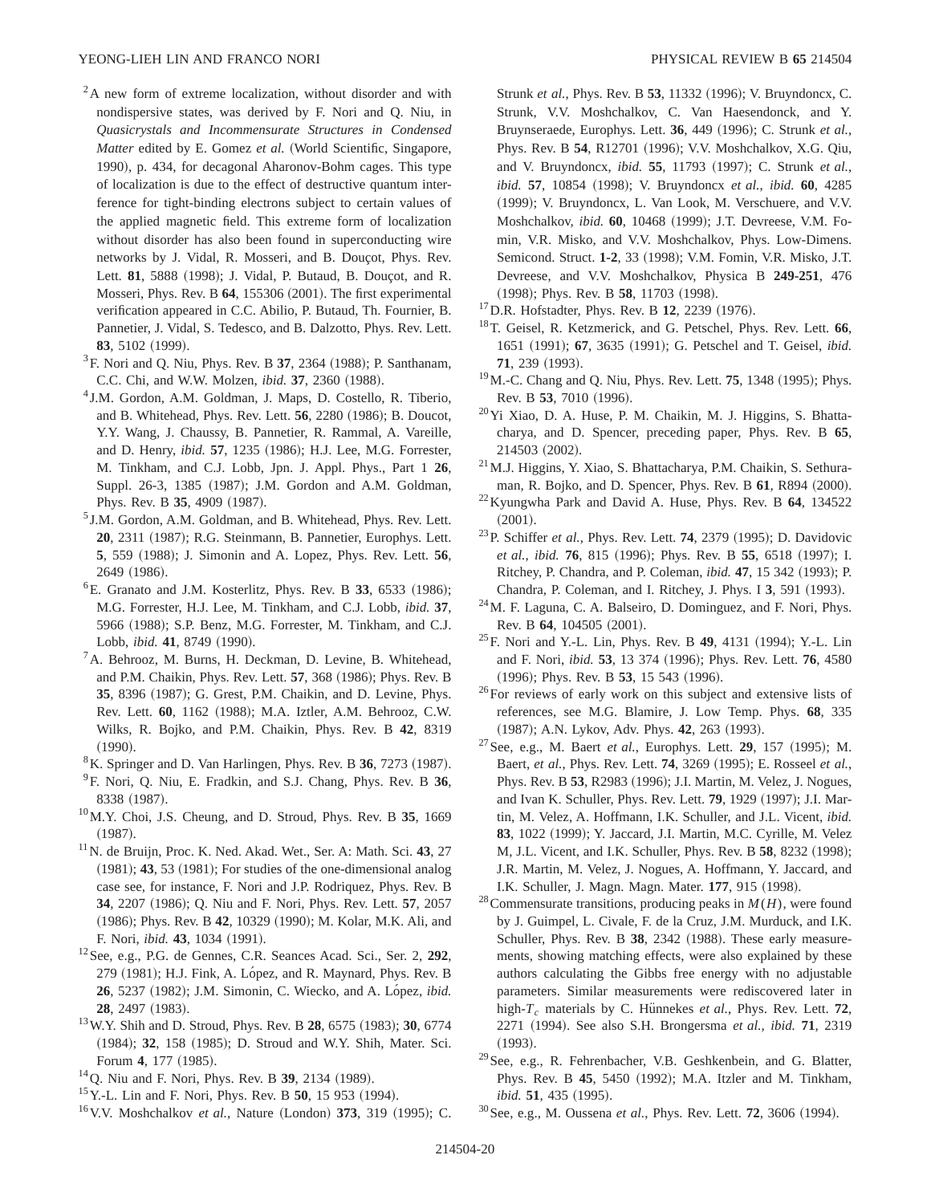[2] A new form of extreme localization, without disorder and with nondispersive states, was derived by F. Nori and Q. Niu, in *Quasicrystals and Incommensurate Structures in Condensed Matter* edited by E. Gomez *et al.* (World Scientific, Singapore, 1990), p. 434, for decagonal Aharonov-Bohm cages. This type of localization is due to the effect of destructive quantum interference for tight-binding electrons subject to certain values of the applied magnetic field. This extreme form of localization without disorder has also been found in superconducting wire networks by J. Vidal, R. Mosseri, and B. Douçot, Phys. Rev. Lett. **81**, 5888 (1998); J. Vidal, P. Butaud, B. Douçot, and R. Mosseri, Phys. Rev. B **64**, 155306 (2001). The first experimental verification appeared in C.C. Abilio, P. Butaud, Th. Fournier, B. Pannetier, J. Vidal, S. Tedesco, and B. Dalzotto, Phys. Rev. Lett. **83**, 5102 (1999).

[3] F. Nori and Q. Niu, Phys. Rev. B **37**, 2364 (1988); P. Santhanam, C.C. Chi, and W.W. Molzen, *ibid.* **37**, 2360 (1988).

[4] J.M. Gordon, A.M. Goldman, J. Maps, D. Costello, R. Tiberio, and B. Whitehead, Phys. Rev. Lett. **56**, 2280 (1986); B. Doucot, Y.Y. Wang, J. Chaussy, B. Pannetier, R. Rammal, A. Vareille, and D. Henry, *ibid.* **57**, 1235 (1986); H.J. Lee, M.G. Forrester, M. Tinkham, and C.J. Lobb, Jpn. J. Appl. Phys., Part 1 **26**, Suppl. 26-3, 1385 (1987); J.M. Gordon and A.M. Goldman, Phys. Rev. B **35**, 4909 (1987).

[5] J.M. Gordon, A.M. Goldman, and B. Whitehead, Phys. Rev. Lett. **20**, 2311 (1987); R.G. Steinmann, B. Pannetier, Europhys. Lett. **5**, 559 (1988); J. Simonin and A. Lopez, Phys. Rev. Lett. **56**, 2649 (1986).

[6] E. Granato and J.M. Kosterlitz, Phys. Rev. B **33**, 6533 (1986); M.G. Forrester, H.J. Lee, M. Tinkham, and C.J. Lobb, *ibid.* **37**, 5966 (1988); S.P. Benz, M.G. Forrester, M. Tinkham, and C.J. Lobb, *ibid.* **41**, 8749 (1990).

[7] A. Behrooz, M. Burns, H. Deckman, D. Levine, B. Whitehead, and P.M. Chaikin, Phys. Rev. Lett. **57**, 368 (1986); Phys. Rev. B **35**, 8396 (1987); G. Grest, P.M. Chaikin, and D. Levine, Phys. Rev. Lett. **60**, 1162 (1988); M.A. Iztler, A.M. Behrooz, C.W. Wilks, R. Bojko, and P.M. Chaikin, Phys. Rev. B **42**, 8319 (1990).

[8] K. Springer and D. Van Harlingen, Phys. Rev. B **36**, 7273 (1987).

[9] F. Nori, Q. Niu, E. Fradkin, and S.J. Chang, Phys. Rev. B **36**, 8338 (1987).

[10] M.Y. Choi, J.S. Cheung, and D. Stroud, Phys. Rev. B **35**, 1669 (1987).

[11] N. de Bruijn, Proc. K. Ned. Akad. Wet., Ser. A: Math. Sci. **43**, 27 (1981); **43**, 53 (1981); For studies of the one-dimensional analog case see, for instance, F. Nori and J.P. Rodriquez, Phys. Rev. B **34**, 2207 (1986); Q. Niu and F. Nori, Phys. Rev. Lett. **57**, 2057 (1986); Phys. Rev. B **42**, 10329 (1990); M. Kolar, M.K. Ali, and F. Nori, *ibid.* **43**, 1034 (1991).

[12] See, e.g., P.G. de Gennes, C.R. Seances Acad. Sci., Ser. 2, **292**, 279 (1981); H.J. Fink, A. López, and R. Maynard, Phys. Rev. B **26**, 5237 (1982); J.M. Simonin, C. Wiecko, and A. López, *ibid.* **28**, 2497 (1983).

[13] W.Y. Shih and D. Stroud, Phys. Rev. B **28**, 6575 (1983); **30**, 6774 (1984); **32**, 158 (1985); D. Stroud and W.Y. Shih, Mater. Sci. Forum **4**, 177 (1985).

[14] Q. Niu and F. Nori, Phys. Rev. B **39**, 2134 (1989).

[15] Y.-L. Lin and F. Nori, Phys. Rev. B **50**, 15 953 (1994).

[16] V.V. Moshchalkov *et al.*, Nature (London) **373**, 319 (1995); C. Strunk *et al.*, Phys. Rev. B **53**, 11332 (1996); V. Bruyndoncx, C. Strunk, V.V. Moshchalkov, C. Van Haesendonck, and Y. Bruynseraede, Europhys. Lett. **36**, 449 (1996); C. Strunk *et al.*, Phys. Rev. B **54**, R12701 (1996); V.V. Moshchalkov, X.G. Qiu, and V. Bruyndoncx, *ibid.* **55**, 11793 (1997); C. Strunk *et al.*, *ibid.* **57**, 10854 (1998); V. Bruyndoncx *et al.*, *ibid.* **60**, 4285 (1999); V. Bruyndoncx, L. Van Look, M. Verschuere, and V.V. Moshchalkov, *ibid.* **60**, 10468 (1999); J.T. Devreese, V.M. Fomin, V.R. Misko, and V.V. Moshchalkov, Phys. Low-Dimens. Semicond. Struct. **1-2**, 33 (1998); V.M. Fomin, V.R. Misko, J.T. Devreese, and V.V. Moshchalkov, Physica B **249-251**, 476 (1998); Phys. Rev. B **58**, 11703 (1998).

[17] D.R. Hofstadter, Phys. Rev. B **12**, 2239 (1976).

[18] T. Geisel, R. Ketzmerick, and G. Petschel, Phys. Rev. Lett. **66**, 1651 (1991); **67**, 3635 (1991); G. Petschel and T. Geisel, *ibid.* **71**, 239 (1993).

[19] M.-C. Chang and Q. Niu, Phys. Rev. Lett. **75**, 1348 (1995); Phys. Rev. B **53**, 7010 (1996).

[20] Yi Xiao, D. A. Huse, P. M. Chaikin, M. J. Higgins, S. Bhattacharya, and D. Spencer, preceding paper, Phys. Rev. B **65**, 214503 (2002).

[21] M.J. Higgins, Y. Xiao, S. Bhattacharya, P.M. Chaikin, S. Sethuraman, R. Bojko, and D. Spencer, Phys. Rev. B **61**, R894 (2000).

[22] Kyungwha Park and David A. Huse, Phys. Rev. B **64**, 134522 (2001).

[23] P. Schiffer *et al.*, Phys. Rev. Lett. **74**, 2379 (1995); D. Davidovic *et al.*, *ibid.* **76**, 815 (1996); Phys. Rev. B **55**, 6518 (1997); I. Ritchey, P. Chandra, and P. Coleman, *ibid.* **47**, 15 342 (1993); P. Chandra, P. Coleman, and I. Ritchey, J. Phys. I **3**, 591 (1993).

[24] M. F. Laguna, C. A. Balseiro, D. Dominguez, and F. Nori, Phys. Rev. B **64**, 104505 (2001).

[25] F. Nori and Y.-L. Lin, Phys. Rev. B **49**, 4131 (1994); Y.-L. Lin and F. Nori, *ibid.* **53**, 13 374 (1996); Phys. Rev. Lett. **76**, 4580 (1996); Phys. Rev. B **53**, 15 543 (1996).

[26] For reviews of early work on this subject and extensive lists of references, see M.G. Blamire, J. Low Temp. Phys. **68**, 335 (1987); A.N. Lykov, Adv. Phys. **42**, 263 (1993).

[27] See, e.g., M. Baert *et al.*, Europhys. Lett. **29**, 157 (1995); M. Baert, *et al.*, Phys. Rev. Lett. **74**, 3269 (1995); E. Rosseel *et al.*, Phys. Rev. B **53**, R2983 (1996); J.I. Martin, M. Velez, J. Nogues, and Ivan K. Schuller, Phys. Rev. Lett. **79**, 1929 (1997); J.I. Martin, M. Velez, A. Hoffmann, I.K. Schuller, and J.L. Vicent, *ibid.* **83**, 1022 (1999); Y. Jaccard, J.I. Martin, M.C. Cyrille, M. Velez M, J.L. Vicent, and I.K. Schuller, Phys. Rev. B **58**, 8232 (1998); J.R. Martin, M. Velez, J. Nogues, A. Hoffmann, Y. Jaccard, and I.K. Schuller, J. Magn. Magn. Mater. **177**, 915 (1998).

[28] Commensurate transitions, producing peaks in $M(H)$, were found by J. Guimpel, L. Civale, F. de la Cruz, J.M. Murduck, and I.K. Schuller, Phys. Rev. B **38**, 2342 (1988). These early measurements, showing matching effects, were also explained by these authors calculating the Gibbs free energy with no adjustable parameters. Similar measurements were rediscovered later in high-$T_c$ materials by C. Hünnekes *et al.*, Phys. Rev. Lett. **72**, 2271 (1994). See also S.H. Brongersma *et al.*, *ibid.* **71**, 2319 (1993).

[29] See, e.g., R. Fehrenbacher, V.B. Geshkenbein, and G. Blatter, Phys. Rev. B **45**, 5450 (1992); M.A. Itzler and M. Tinkham, *ibid.* **51**, 435 (1995).

[30] See, e.g., M. Oussena *et al.*, Phys. Rev. Lett. **72**, 3606 (1994).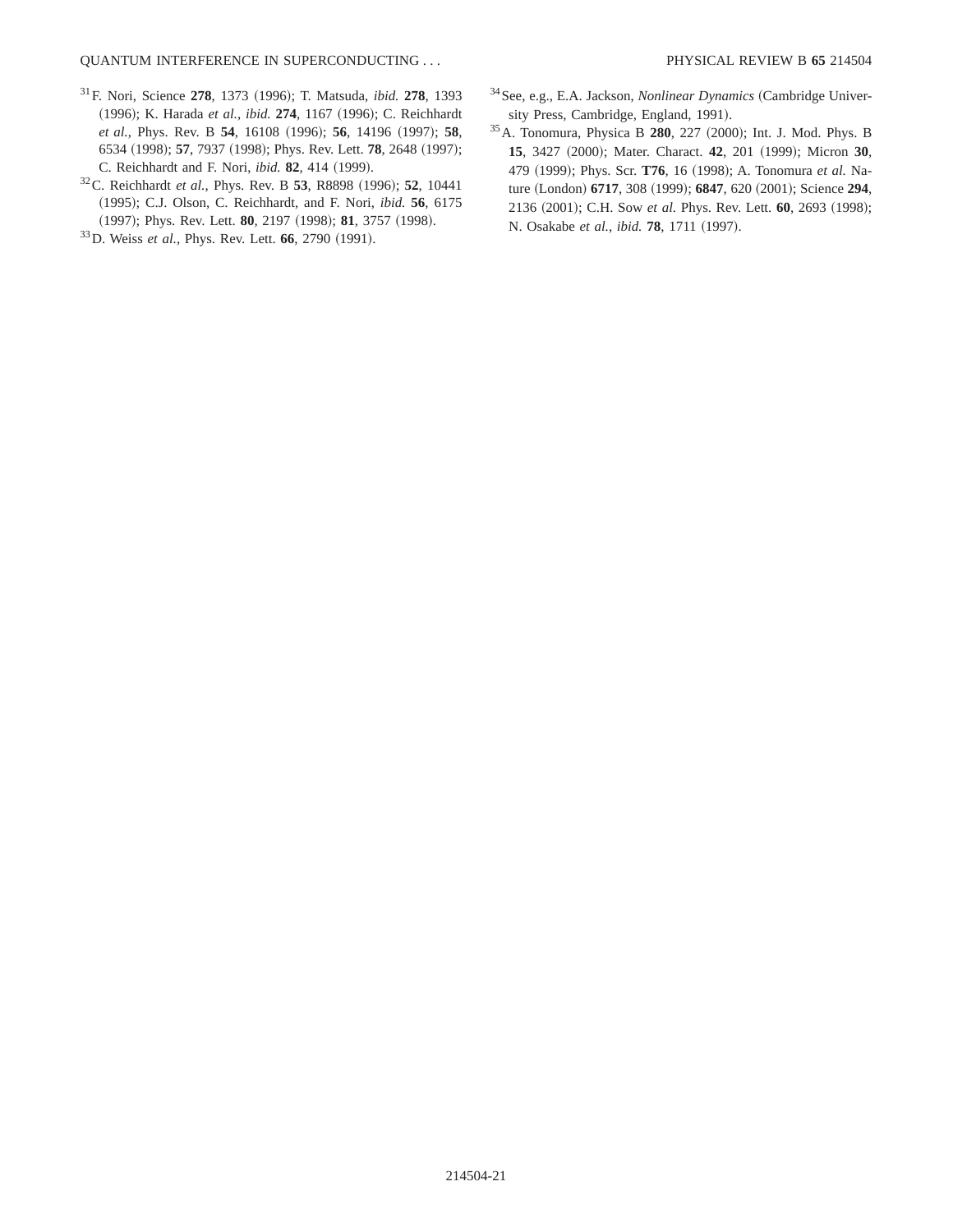[31] F. Nori, Science **278**, 1373 (1996); T. Matsuda, *ibid.* **278**, 1393 (1996); K. Harada *et al.*, *ibid.* **274**, 1167 (1996); C. Reichhardt *et al.*, Phys. Rev. B **54**, 16108 (1996); **56**, 14196 (1997); **58**, 6534 (1998); **57**, 7937 (1998); Phys. Rev. Lett. **78**, 2648 (1997); C. Reichhardt and F. Nori, *ibid.* **82**, 414 (1999).

[32] C. Reichhardt *et al.*, Phys. Rev. B **53**, R8898 (1996); **52**, 10441 (1995); C.J. Olson, C. Reichhardt, and F. Nori, *ibid.* **56**, 6175 (1997); Phys. Rev. Lett. **80**, 2197 (1998); **81**, 3757 (1998).

[33] D. Weiss *et al.*, Phys. Rev. Lett. **66**, 2790 (1991).

[34] See, e.g., E.A. Jackson, *Nonlinear Dynamics* (Cambridge University Press, Cambridge, England, 1991).

[35] A. Tonomura, Physica B **280**, 227 (2000); Int. J. Mod. Phys. B **15**, 3427 (2000); Mater. Charact. **42**, 201 (1999); Micron **30**, 479 (1999); Phys. Scr. **T76**, 16 (1998); A. Tonomura *et al.* Nature (London) **6717**, 308 (1999); **6847**, 620 (2001); Science **294**, 2136 (2001); C.H. Sow *et al.* Phys. Rev. Lett. **60**, 2693 (1998); N. Osakabe *et al.*, *ibid.* **78**, 1711 (1997).